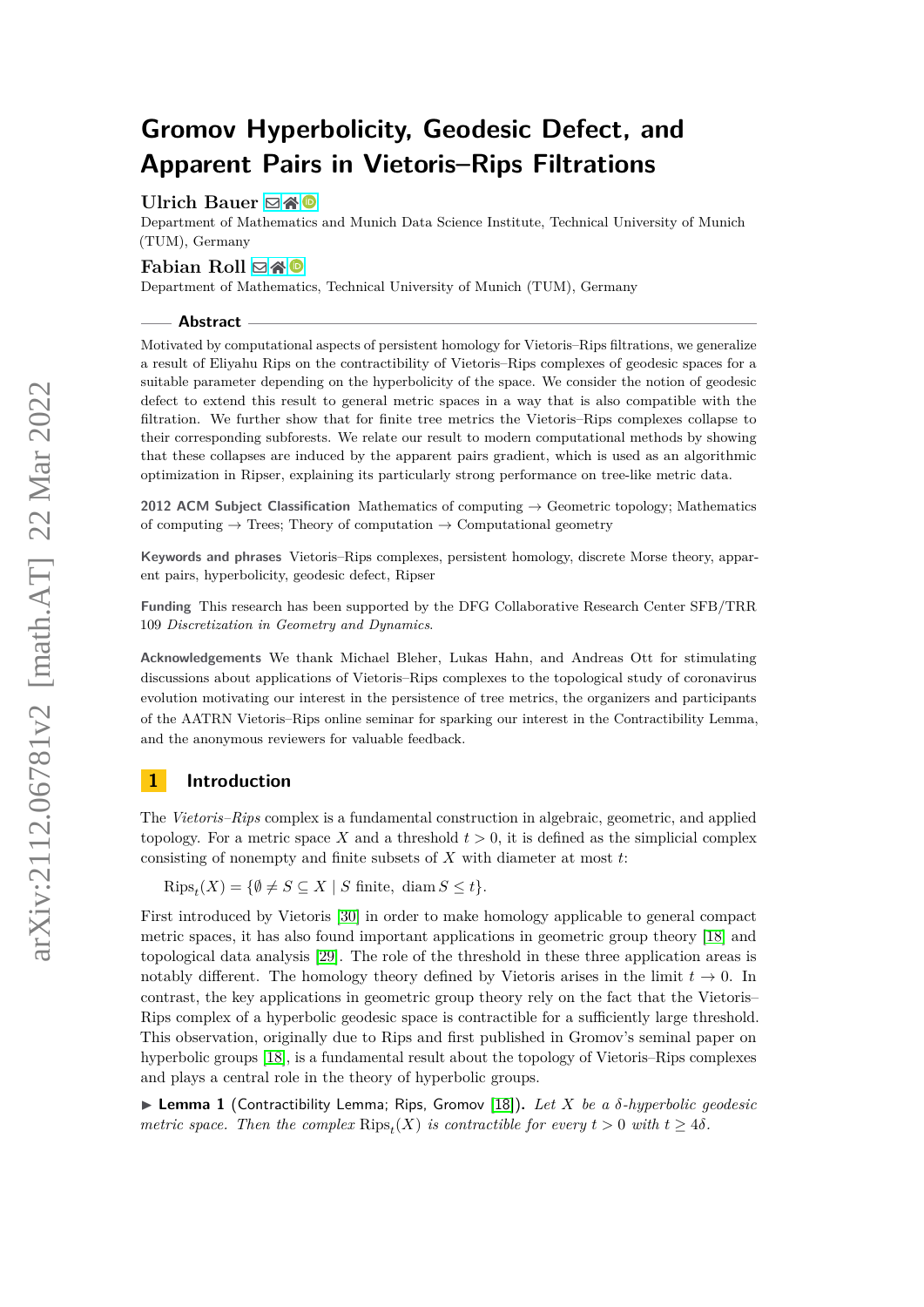# Gromov Hyperbolicity, Geodesic Defect, and Apparent Pairs in Vietoris–Rips Filtrations

**Ulrich Bauer**
Department of Mathematics and Munich Data Science Institute, Technical University of Munich (TUM), Germany

**Fabian Roll**
Department of Mathematics, Technical University of Munich (TUM), Germany

## Abstract

Motivated by computational aspects of persistent homology for Vietoris–Rips filtrations, we generalize a result of Eliyahu Rips on the contractibility of Vietoris–Rips complexes of geodesic spaces for a suitable parameter depending on the hyperbolicity of the space. We consider the notion of geodesic defect to extend this result to general metric spaces in a way that is also compatible with the filtration. We further show that for finite tree metrics the Vietoris–Rips complexes collapse to their corresponding subforests. We relate our result to modern computational methods by showing that these collapses are induced by the apparent pairs gradient, which is used as an algorithmic optimization in Ripser, explaining its particularly strong performance on tree-like metric data.

**2012 ACM Subject Classification** Mathematics of computing → Geometric topology; Mathematics of computing → Trees; Theory of computation → Computational geometry

**Keywords and phrases** Vietoris–Rips complexes, persistent homology, discrete Morse theory, apparent pairs, hyperbolicity, geodesic defect, Ripser

**Funding** This research has been supported by the DFG Collaborative Research Center SFB/TRR 109 *Discretization in Geometry and Dynamics.*

**Acknowledgements** We thank Michael Bleher, Lukas Hahn, and Andreas Ott for stimulating discussions about applications of Vietoris–Rips complexes to the topological study of coronavirus evolution motivating our interest in the persistence of tree metrics, the organizers and participants of the AATRN Vietoris–Rips online seminar for sparking our interest in the Contractibility Lemma, and the anonymous reviewers for valuable feedback.

## 1 Introduction

The *Vietoris–Rips* complex is a fundamental construction in algebraic, geometric, and applied topology. For a metric space $X$ and a threshold $t > 0$, it is defined as the simplicial complex consisting of nonempty and finite subsets of $X$ with diameter at most $t$:

$$\operatorname{Rips}_t(X) = \{\emptyset \neq S \subseteq X \mid S \text{ finite}, \operatorname{diam} S \leq t\}.$$

First introduced by Vietoris [30] in order to make homology applicable to general compact metric spaces, it has also found important applications in geometric group theory [18] and topological data analysis [29]. The role of the threshold in these three application areas is notably different. The homology theory defined by Vietoris arises in the limit $t \to 0$. In contrast, the key applications in geometric group theory rely on the fact that the Vietoris–Rips complex of a hyperbolic geodesic space is contractible for a sufficiently large threshold. This observation, originally due to Rips and first published in Gromov's seminal paper on hyperbolic groups [18], is a fundamental result about the topology of Vietoris–Rips complexes and plays a central role in the theory of hyperbolic groups.

▶ **Lemma 1** (Contractibility Lemma; Rips, Gromov [18]). *Let $X$ be a $\delta$-hyperbolic geodesic metric space. Then the complex $\operatorname{Rips}_t(X)$ is contractible for every $t > 0$ with $t \geq 4\delta$.*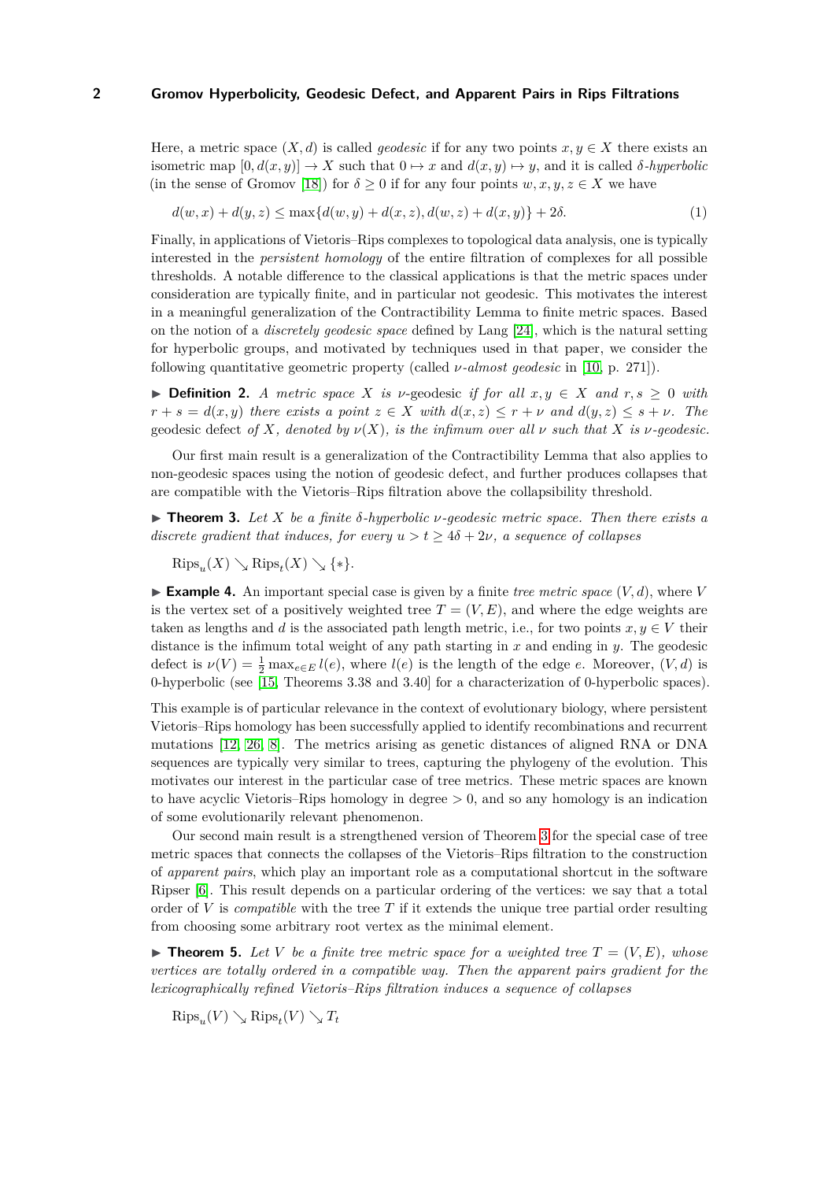Here, a metric space $(X, d)$ is called *geodesic* if for any two points $x, y \in X$ there exists an isometric map $[0, d(x, y)] \to X$ such that $0 \mapsto x$ and $d(x, y) \mapsto y$, and it is called $\delta$*-hyperbolic* (in the sense of Gromov [18]) for $\delta \geq 0$ if for any four points $w, x, y, z \in X$ we have

$$d(w, x) + d(y, z) \leq \max\{d(w, y) + d(x, z), d(w, z) + d(x, y)\} + 2\delta. \tag{1}$$

Finally, in applications of Vietoris–Rips complexes to topological data analysis, one is typically interested in the *persistent homology* of the entire filtration of complexes for all possible thresholds. A notable difference to the classical applications is that the metric spaces under consideration are typically finite, and in particular not geodesic. This motivates the interest in a meaningful generalization of the Contractibility Lemma to finite metric spaces. Based on the notion of a *discretely geodesic space* defined by Lang [24], which is the natural setting for hyperbolic groups, and motivated by techniques used in that paper, we consider the following quantitative geometric property (called $\nu$*-almost geodesic* in [10, p. 271]).

▶ **Definition 2.** *A metric space $X$ is* $\nu$-geodesic *if for all $x, y \in X$ and $r, s \geq 0$ with $r + s = d(x, y)$ there exists a point $z \in X$ with $d(x, z) \leq r + \nu$ and $d(y, z) \leq s + \nu$. The* geodesic defect *of $X$, denoted by $\nu(X)$, is the infimum over all $\nu$ such that $X$ is $\nu$-geodesic.*

Our first main result is a generalization of the Contractibility Lemma that also applies to non-geodesic spaces using the notion of geodesic defect, and further produces collapses that are compatible with the Vietoris–Rips filtration above the collapsibility threshold.

▶ **Theorem 3.** *Let $X$ be a finite $\delta$-hyperbolic $\nu$-geodesic metric space. Then there exists a discrete gradient that induces, for every $u > t \geq 4\delta + 2\nu$, a sequence of collapses*

$$\mathrm{Rips}_u(X) \searrow \mathrm{Rips}_t(X) \searrow \{*\}.$$

▶ **Example 4.** An important special case is given by a finite *tree metric space* $(V, d)$, where $V$ is the vertex set of a positively weighted tree $T = (V, E)$, and where the edge weights are taken as lengths and $d$ is the associated path length metric, i.e., for two points $x, y \in V$ their distance is the infimum total weight of any path starting in $x$ and ending in $y$. The geodesic defect is $\nu(V) = \frac{1}{2} \max_{e \in E} l(e)$, where $l(e)$ is the length of the edge $e$. Moreover, $(V, d)$ is 0-hyperbolic (see [15, Theorems 3.38 and 3.40] for a characterization of 0-hyperbolic spaces).

This example is of particular relevance in the context of evolutionary biology, where persistent Vietoris–Rips homology has been successfully applied to identify recombinations and recurrent mutations [12, 26, 8]. The metrics arising as genetic distances of aligned RNA or DNA sequences are typically very similar to trees, capturing the phylogeny of the evolution. This motivates our interest in the particular case of tree metrics. These metric spaces are known to have acyclic Vietoris–Rips homology in degree $> 0$, and so any homology is an indication of some evolutionarily relevant phenomenon.

Our second main result is a strengthened version of Theorem 3 for the special case of tree metric spaces that connects the collapses of the Vietoris–Rips filtration to the construction of *apparent pairs*, which play an important role as a computational shortcut in the software Ripser [6]. This result depends on a particular ordering of the vertices: we say that a total order of $V$ is *compatible* with the tree $T$ if it extends the unique tree partial order resulting from choosing some arbitrary root vertex as the minimal element.

▶ **Theorem 5.** *Let $V$ be a finite tree metric space for a weighted tree $T = (V, E)$, whose vertices are totally ordered in a compatible way. Then the apparent pairs gradient for the lexicographically refined Vietoris–Rips filtration induces a sequence of collapses*

$$\mathrm{Rips}_u(V) \searrow \mathrm{Rips}_t(V) \searrow T_t$$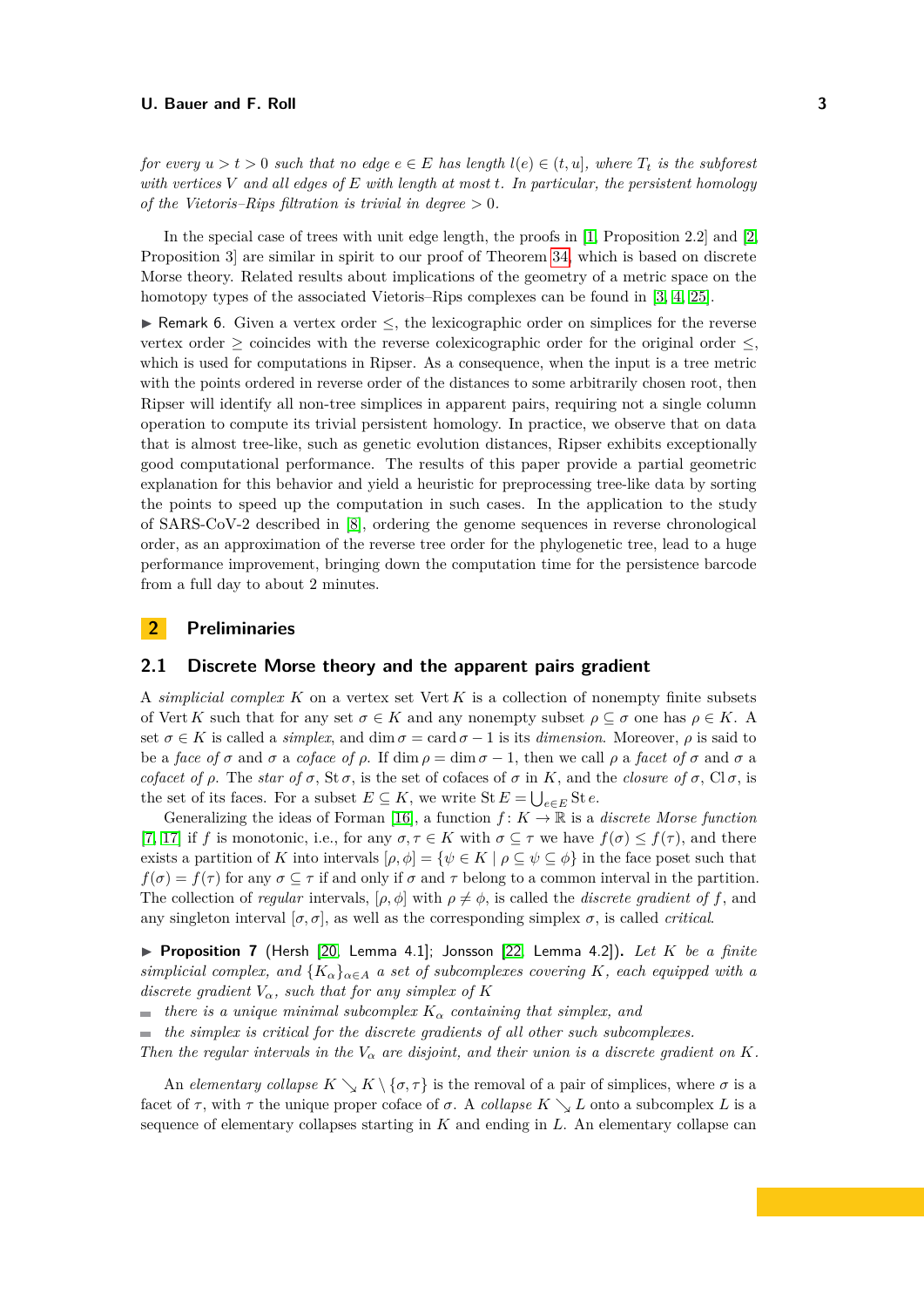*for every $u > t > 0$ such that no edge $e \in E$ has length $l(e) \in (t, u]$, where $T_t$ is the subforest with vertices $V$ and all edges of $E$ with length at most $t$. In particular, the persistent homology of the Vietoris–Rips filtration is trivial in degree $> 0$.*

In the special case of trees with unit edge length, the proofs in [1, Proposition 2.2] and [2, Proposition 3] are similar in spirit to our proof of Theorem 34, which is based on discrete Morse theory. Related results about implications of the geometry of a metric space on the homotopy types of the associated Vietoris–Rips complexes can be found in [3, 4, 25].

▶ Remark 6. Given a vertex order $\leq$, the lexicographic order on simplices for the reverse vertex order $\geq$ coincides with the reverse colexicographic order for the original order $\leq$, which is used for computations in Ripser. As a consequence, when the input is a tree metric with the points ordered in reverse order of the distances to some arbitrarily chosen root, then Ripser will identify all non-tree simplices in apparent pairs, requiring not a single column operation to compute its trivial persistent homology. In practice, we observe that on data that is almost tree-like, such as genetic evolution distances, Ripser exhibits exceptionally good computational performance. The results of this paper provide a partial geometric explanation for this behavior and yield a heuristic for preprocessing tree-like data by sorting the points to speed up the computation in such cases. In the application to the study of SARS-CoV-2 described in [8], ordering the genome sequences in reverse chronological order, as an approximation of the reverse tree order for the phylogenetic tree, lead to a huge performance improvement, bringing down the computation time for the persistence barcode from a full day to about 2 minutes.

# 2 Preliminaries

## 2.1 Discrete Morse theory and the apparent pairs gradient

A *simplicial complex* $K$ on a vertex set $\operatorname{Vert} K$ is a collection of nonempty finite subsets of $\operatorname{Vert} K$ such that for any set $\sigma \in K$ and any nonempty subset $\rho \subseteq \sigma$ one has $\rho \in K$. A set $\sigma \in K$ is called a *simplex*, and $\dim \sigma = \operatorname{card} \sigma - 1$ is its *dimension*. Moreover, $\rho$ is said to be a *face of* $\sigma$ and $\sigma$ a *coface of* $\rho$. If $\dim \rho = \dim \sigma - 1$, then we call $\rho$ a *facet of* $\sigma$ and $\sigma$ a *cofacet of* $\rho$. The *star of* $\sigma$, $\operatorname{St} \sigma$, is the set of cofaces of $\sigma$ in $K$, and the *closure of* $\sigma$, $\operatorname{Cl} \sigma$, is the set of its faces. For a subset $E \subseteq K$, we write $\operatorname{St} E = \bigcup_{e \in E} \operatorname{St} e$.

Generalizing the ideas of Forman [16], a function $f \colon K \to \mathbb{R}$ is a *discrete Morse function* [7, 17] if $f$ is monotonic, i.e., for any $\sigma, \tau \in K$ with $\sigma \subseteq \tau$ we have $f(\sigma) \leq f(\tau)$, and there exists a partition of $K$ into intervals $[\rho, \phi] = \{\psi \in K \mid \rho \subseteq \psi \subseteq \phi\}$ in the face poset such that $f(\sigma) = f(\tau)$ for any $\sigma \subseteq \tau$ if and only if $\sigma$ and $\tau$ belong to a common interval in the partition. The collection of *regular* intervals, $[\rho, \phi]$ with $\rho \neq \phi$, is called the *discrete gradient of* $f$, and any singleton interval $[\sigma, \sigma]$, as well as the corresponding simplex $\sigma$, is called *critical*.

▶ **Proposition 7** (Hersh [20, Lemma 4.1]; Jonsson [22, Lemma 4.2])**.** *Let $K$ be a finite simplicial complex, and $\{K_\alpha\}_{\alpha \in A}$ a set of subcomplexes covering $K$, each equipped with a discrete gradient $V_\alpha$, such that for any simplex of $K$*

- *there is a unique minimal subcomplex $K_\alpha$ containing that simplex, and*
- *the simplex is critical for the discrete gradients of all other such subcomplexes.*

*Then the regular intervals in the $V_\alpha$ are disjoint, and their union is a discrete gradient on $K$.*

An *elementary collapse* $K \searrow K \setminus \{\sigma, \tau\}$ is the removal of a pair of simplices, where $\sigma$ is a facet of $\tau$, with $\tau$ the unique proper coface of $\sigma$. A *collapse* $K \searrow L$ onto a subcomplex $L$ is a sequence of elementary collapses starting in $K$ and ending in $L$. An elementary collapse can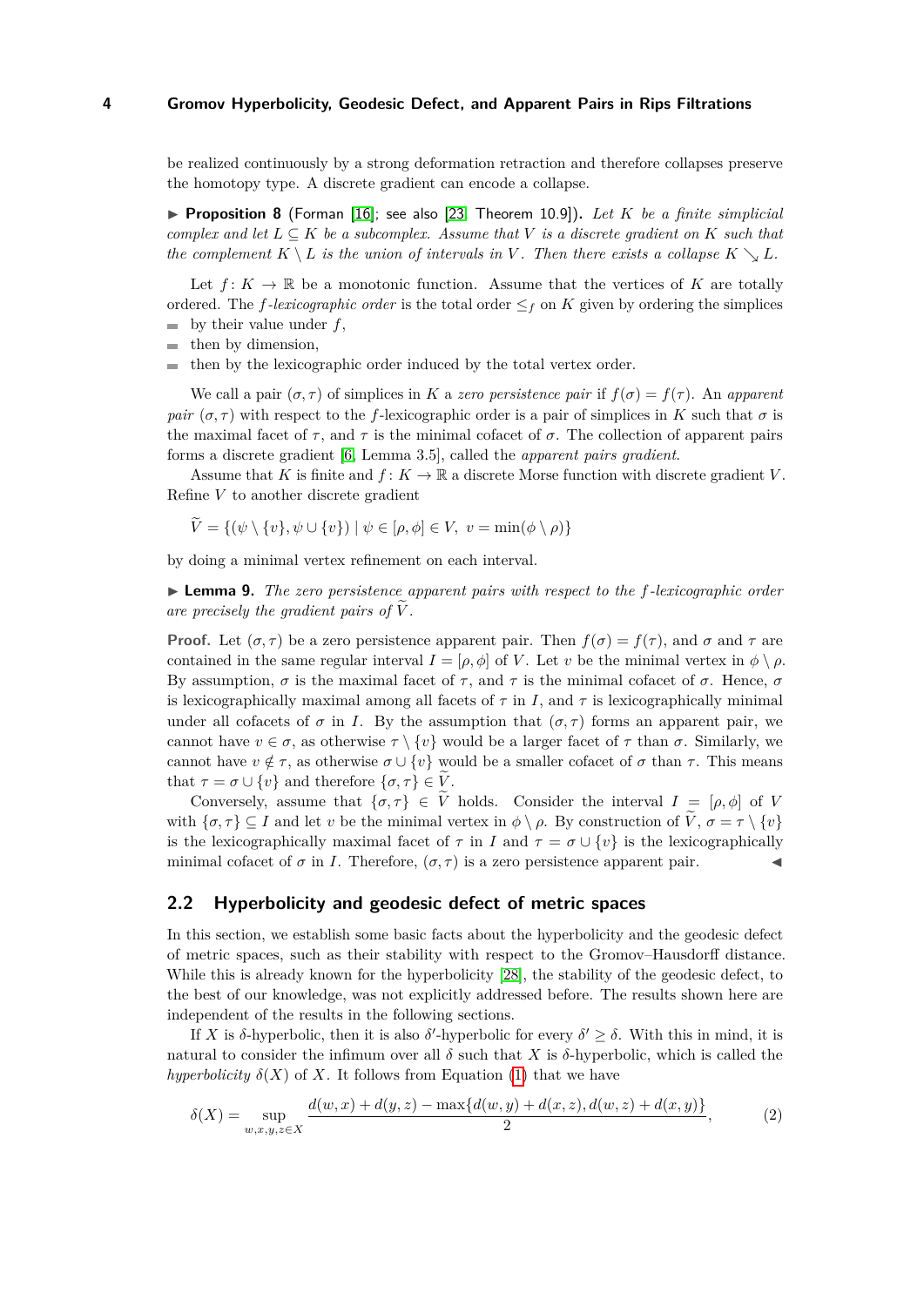be realized continuously by a strong deformation retraction and therefore collapses preserve the homotopy type. A discrete gradient can encode a collapse.

▶ **Proposition 8** (Forman [16]; see also [23, Theorem 10.9])**.** *Let $K$ be a finite simplicial complex and let $L \subseteq K$ be a subcomplex. Assume that $V$ is a discrete gradient on $K$ such that the complement $K \setminus L$ is the union of intervals in $V$. Then there exists a collapse $K \searrow L$.*

Let $f\colon K \to \mathbb{R}$ be a monotonic function. Assume that the vertices of $K$ are totally ordered. The *$f$-lexicographic order* is the total order $\leq_f$ on $K$ given by ordering the simplices

- by their value under $f$,
- then by dimension,
- then by the lexicographic order induced by the total vertex order.

We call a pair $(\sigma, \tau)$ of simplices in $K$ a *zero persistence pair* if $f(\sigma) = f(\tau)$. An *apparent pair* $(\sigma, \tau)$ with respect to the $f$-lexicographic order is a pair of simplices in $K$ such that $\sigma$ is the maximal facet of $\tau$, and $\tau$ is the minimal cofacet of $\sigma$. The collection of apparent pairs forms a discrete gradient [6, Lemma 3.5], called the *apparent pairs gradient*.

Assume that $K$ is finite and $f\colon K \to \mathbb{R}$ a discrete Morse function with discrete gradient $V$. Refine $V$ to another discrete gradient

$$\widetilde{V} = \{(\psi \setminus \{v\}, \psi \cup \{v\}) \mid \psi \in [\rho, \phi] \in V,\ v = \min(\phi \setminus \rho)\}$$

by doing a minimal vertex refinement on each interval.

▶ **Lemma 9.** *The zero persistence apparent pairs with respect to the $f$-lexicographic order are precisely the gradient pairs of $\widetilde{V}$.*

**Proof.** Let $(\sigma, \tau)$ be a zero persistence apparent pair. Then $f(\sigma) = f(\tau)$, and $\sigma$ and $\tau$ are contained in the same regular interval $I = [\rho, \phi]$ of $V$. Let $v$ be the minimal vertex in $\phi \setminus \rho$. By assumption, $\sigma$ is the maximal facet of $\tau$, and $\tau$ is the minimal cofacet of $\sigma$. Hence, $\sigma$ is lexicographically maximal among all facets of $\tau$ in $I$, and $\tau$ is lexicographically minimal under all cofacets of $\sigma$ in $I$. By the assumption that $(\sigma, \tau)$ forms an apparent pair, we cannot have $v \in \sigma$, as otherwise $\tau \setminus \{v\}$ would be a larger facet of $\tau$ than $\sigma$. Similarly, we cannot have $v \notin \tau$, as otherwise $\sigma \cup \{v\}$ would be a smaller cofacet of $\sigma$ than $\tau$. This means that $\tau = \sigma \cup \{v\}$ and therefore $\{\sigma, \tau\} \in \widetilde{V}$.

Conversely, assume that $\{\sigma, \tau\} \in \widetilde{V}$ holds. Consider the interval $I = [\rho, \phi]$ of $V$ with $\{\sigma, \tau\} \subseteq I$ and let $v$ be the minimal vertex in $\phi \setminus \rho$. By construction of $\widetilde{V}$, $\sigma = \tau \setminus \{v\}$ is the lexicographically maximal facet of $\tau$ in $I$ and $\tau = \sigma \cup \{v\}$ is the lexicographically minimal cofacet of $\sigma$ in $I$. Therefore, $(\sigma, \tau)$ is a zero persistence apparent pair. ◀

## 2.2 Hyperbolicity and geodesic defect of metric spaces

In this section, we establish some basic facts about the hyperbolicity and the geodesic defect of metric spaces, such as their stability with respect to the Gromov–Hausdorff distance. While this is already known for the hyperbolicity [28], the stability of the geodesic defect, to the best of our knowledge, was not explicitly addressed before. The results shown here are independent of the results in the following sections.

If $X$ is $\delta$-hyperbolic, then it is also $\delta'$-hyperbolic for every $\delta' \geq \delta$. With this in mind, it is natural to consider the infimum over all $\delta$ such that $X$ is $\delta$-hyperbolic, which is called the *hyperbolicity* $\delta(X)$ of $X$. It follows from Equation (1) that we have

$$\delta(X) = \sup_{w,x,y,z \in X} \frac{d(w,x) + d(y,z) - \max\{d(w,y) + d(x,z), d(w,z) + d(x,y)\}}{2}, \tag{2}$$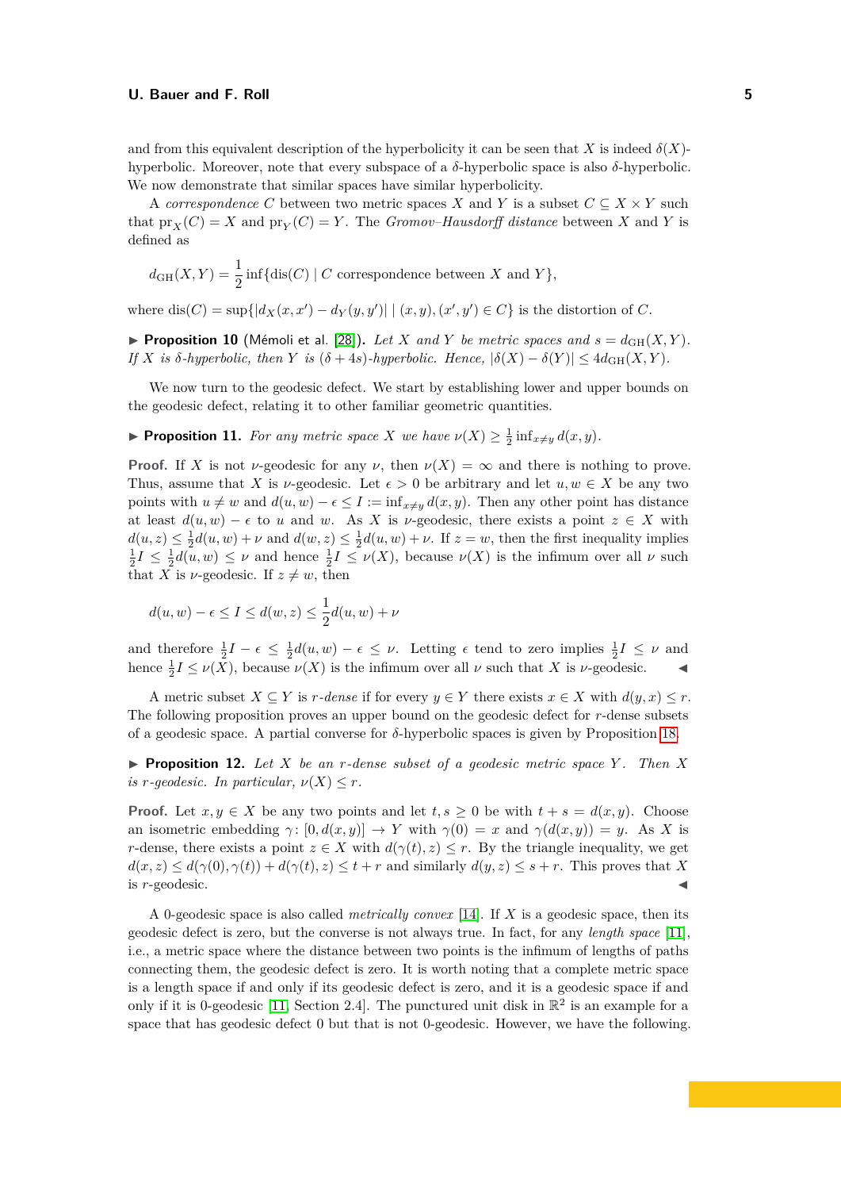and from this equivalent description of the hyperbolicity it can be seen that $X$ is indeed $\delta(X)$-hyperbolic. Moreover, note that every subspace of a $\delta$-hyperbolic space is also $\delta$-hyperbolic. We now demonstrate that similar spaces have similar hyperbolicity.

A *correspondence* $C$ between two metric spaces $X$ and $Y$ is a subset $C \subseteq X \times Y$ such that $\mathrm{pr}_X(C) = X$ and $\mathrm{pr}_Y(C) = Y$. The *Gromov–Hausdorff distance* between $X$ and $Y$ is defined as

$$d_{\mathrm{GH}}(X,Y) = \frac{1}{2}\inf\{\mathrm{dis}(C) \mid C \text{ correspondence between } X \text{ and } Y\},$$

where $\mathrm{dis}(C) = \sup\{|d_X(x,x') - d_Y(y,y')| \mid (x,y),(x',y') \in C\}$ is the distortion of $C$.

▶ **Proposition 10** (Mémoli et al. [28])**.** *Let $X$ and $Y$ be metric spaces and $s = d_{\mathrm{GH}}(X,Y)$. If $X$ is $\delta$-hyperbolic, then $Y$ is $(\delta+4s)$-hyperbolic. Hence, $|\delta(X) - \delta(Y)| \leq 4d_{\mathrm{GH}}(X,Y)$.*

We now turn to the geodesic defect. We start by establishing lower and upper bounds on the geodesic defect, relating it to other familiar geometric quantities.

▶ **Proposition 11.** *For any metric space $X$ we have $\nu(X) \geq \frac{1}{2}\inf_{x\neq y} d(x,y)$.*

**Proof.** If $X$ is not $\nu$-geodesic for any $\nu$, then $\nu(X) = \infty$ and there is nothing to prove. Thus, assume that $X$ is $\nu$-geodesic. Let $\epsilon > 0$ be arbitrary and let $u, w \in X$ be any two points with $u \neq w$ and $d(u,w) - \epsilon \leq I := \inf_{x\neq y} d(x,y)$. Then any other point has distance at least $d(u,w) - \epsilon$ to $u$ and $w$. As $X$ is $\nu$-geodesic, there exists a point $z \in X$ with $d(u,z) \leq \frac{1}{2}d(u,w) + \nu$ and $d(w,z) \leq \frac{1}{2}d(u,w) + \nu$. If $z = w$, then the first inequality implies $\frac{1}{2}I \leq \frac{1}{2}d(u,w) \leq \nu$ and hence $\frac{1}{2}I \leq \nu(X)$, because $\nu(X)$ is the infimum over all $\nu$ such that $X$ is $\nu$-geodesic. If $z \neq w$, then

$$d(u,w) - \epsilon \leq I \leq d(w,z) \leq \frac{1}{2}d(u,w) + \nu$$

and therefore $\frac{1}{2}I - \epsilon \leq \frac{1}{2}d(u,w) - \epsilon \leq \nu$. Letting $\epsilon$ tend to zero implies $\frac{1}{2}I \leq \nu$ and hence $\frac{1}{2}I \leq \nu(X)$, because $\nu(X)$ is the infimum over all $\nu$ such that $X$ is $\nu$-geodesic. ◀

A metric subset $X \subseteq Y$ is *$r$-dense* if for every $y \in Y$ there exists $x \in X$ with $d(y,x) \leq r$. The following proposition proves an upper bound on the geodesic defect for $r$-dense subsets of a geodesic space. A partial converse for $\delta$-hyperbolic spaces is given by Proposition 18.

▶ **Proposition 12.** *Let $X$ be an $r$-dense subset of a geodesic metric space $Y$. Then $X$ is $r$-geodesic. In particular, $\nu(X) \leq r$.*

**Proof.** Let $x, y \in X$ be any two points and let $t, s \geq 0$ be with $t + s = d(x,y)$. Choose an isometric embedding $\gamma\colon [0, d(x,y)] \to Y$ with $\gamma(0) = x$ and $\gamma(d(x,y)) = y$. As $X$ is $r$-dense, there exists a point $z \in X$ with $d(\gamma(t), z) \leq r$. By the triangle inequality, we get $d(x,z) \leq d(\gamma(0),\gamma(t)) + d(\gamma(t),z) \leq t + r$ and similarly $d(y,z) \leq s + r$. This proves that $X$ is $r$-geodesic. ◀

A 0-geodesic space is also called *metrically convex* [14]. If $X$ is a geodesic space, then its geodesic defect is zero, but the converse is not always true. In fact, for any *length space* [11], i.e., a metric space where the distance between two points is the infimum of lengths of paths connecting them, the geodesic defect is zero. It is worth noting that a complete metric space is a length space if and only if its geodesic defect is zero, and it is a geodesic space if and only if it is 0-geodesic [11, Section 2.4]. The punctured unit disk in $\mathbb{R}^2$ is an example for a space that has geodesic defect 0 but that is not 0-geodesic. However, we have the following.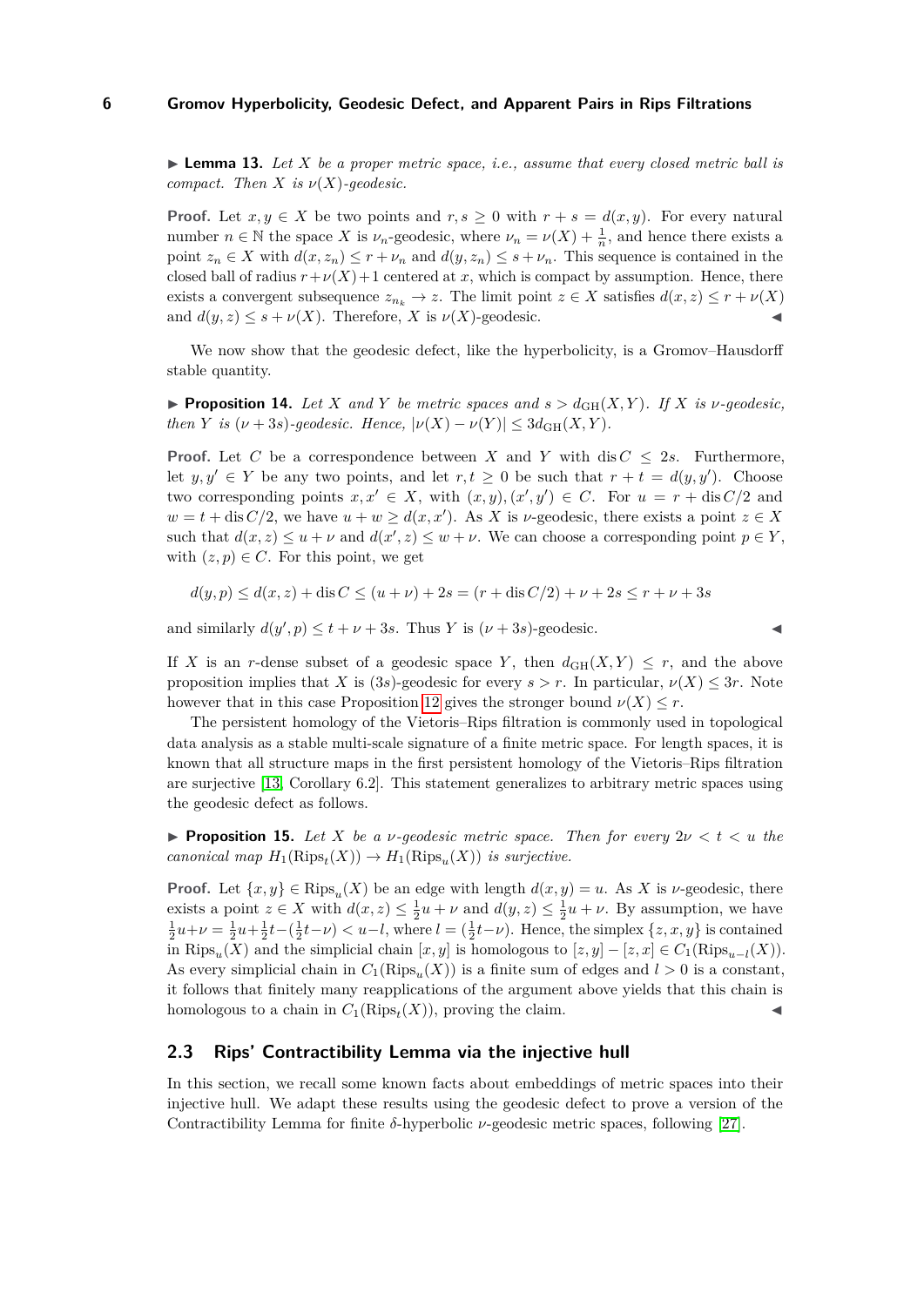▶ **Lemma 13.** *Let $X$ be a proper metric space, i.e., assume that every closed metric ball is compact. Then $X$ is $\nu(X)$-geodesic.*

**Proof.** Let $x, y \in X$ be two points and $r, s \geq 0$ with $r + s = d(x, y)$. For every natural number $n \in \mathbb{N}$ the space $X$ is $\nu_n$-geodesic, where $\nu_n = \nu(X) + \frac{1}{n}$, and hence there exists a point $z_n \in X$ with $d(x, z_n) \leq r + \nu_n$ and $d(y, z_n) \leq s + \nu_n$. This sequence is contained in the closed ball of radius $r + \nu(X) + 1$ centered at $x$, which is compact by assumption. Hence, there exists a convergent subsequence $z_{n_k} \to z$. The limit point $z \in X$ satisfies $d(x, z) \leq r + \nu(X)$ and $d(y, z) \leq s + \nu(X)$. Therefore, $X$ is $\nu(X)$-geodesic. ◀

We now show that the geodesic defect, like the hyperbolicity, is a Gromov–Hausdorff stable quantity.

▶ **Proposition 14.** *Let $X$ and $Y$ be metric spaces and $s > d_{\mathrm{GH}}(X, Y)$. If $X$ is $\nu$-geodesic, then $Y$ is $(\nu + 3s)$-geodesic. Hence, $|\nu(X) - \nu(Y)| \leq 3d_{\mathrm{GH}}(X, Y)$.*

**Proof.** Let $C$ be a correspondence between $X$ and $Y$ with $\operatorname{dis} C \leq 2s$. Furthermore, let $y, y' \in Y$ be any two points, and let $r, t \geq 0$ be such that $r + t = d(y, y')$. Choose two corresponding points $x, x' \in X$, with $(x, y), (x', y') \in C$. For $u = r + \operatorname{dis} C/2$ and $w = t + \operatorname{dis} C/2$, we have $u + w \geq d(x, x')$. As $X$ is $\nu$-geodesic, there exists a point $z \in X$ such that $d(x, z) \leq u + \nu$ and $d(x', z) \leq w + \nu$. We can choose a corresponding point $p \in Y$, with $(z, p) \in C$. For this point, we get

$$d(y, p) \leq d(x, z) + \operatorname{dis} C \leq (u + \nu) + 2s = (r + \operatorname{dis} C/2) + \nu + 2s \leq r + \nu + 3s$$

and similarly $d(y', p) \leq t + \nu + 3s$. Thus $Y$ is $(\nu + 3s)$-geodesic. ◀

If $X$ is an $r$-dense subset of a geodesic space $Y$, then $d_{\mathrm{GH}}(X, Y) \leq r$, and the above proposition implies that $X$ is $(3s)$-geodesic for every $s > r$. In particular, $\nu(X) \leq 3r$. Note however that in this case Proposition 12 gives the stronger bound $\nu(X) \leq r$.

The persistent homology of the Vietoris–Rips filtration is commonly used in topological data analysis as a stable multi-scale signature of a finite metric space. For length spaces, it is known that all structure maps in the first persistent homology of the Vietoris–Rips filtration are surjective [13, Corollary 6.2]. This statement generalizes to arbitrary metric spaces using the geodesic defect as follows.

▶ **Proposition 15.** *Let $X$ be a $\nu$-geodesic metric space. Then for every $2\nu < t < u$ the canonical map $H_1(\operatorname{Rips}_t(X)) \to H_1(\operatorname{Rips}_u(X))$ is surjective.*

**Proof.** Let $\{x, y\} \in \operatorname{Rips}_u(X)$ be an edge with length $d(x, y) = u$. As $X$ is $\nu$-geodesic, there exists a point $z \in X$ with $d(x, z) \leq \frac{1}{2}u + \nu$ and $d(y, z) \leq \frac{1}{2}u + \nu$. By assumption, we have $\frac{1}{2}u + \nu = \frac{1}{2}u + \frac{1}{2}t - (\frac{1}{2}t - \nu) < u - l$, where $l = (\frac{1}{2}t - \nu)$. Hence, the simplex $\{z, x, y\}$ is contained in $\operatorname{Rips}_u(X)$ and the simplicial chain $[x, y]$ is homologous to $[z, y] - [z, x] \in C_1(\operatorname{Rips}_{u-l}(X))$. As every simplicial chain in $C_1(\operatorname{Rips}_u(X))$ is a finite sum of edges and $l > 0$ is a constant, it follows that finitely many reapplications of the argument above yields that this chain is homologous to a chain in $C_1(\operatorname{Rips}_t(X))$, proving the claim. ◀

## 2.3 Rips' Contractibility Lemma via the injective hull

In this section, we recall some known facts about embeddings of metric spaces into their injective hull. We adapt these results using the geodesic defect to prove a version of the Contractibility Lemma for finite $\delta$-hyperbolic $\nu$-geodesic metric spaces, following [27].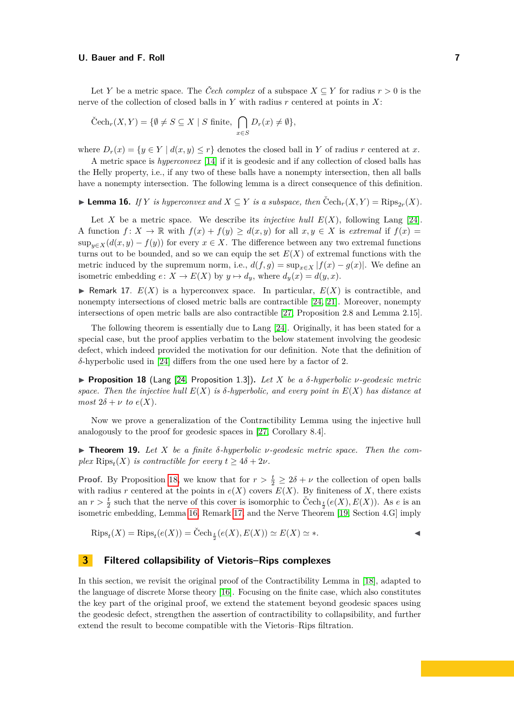Let $Y$ be a metric space. The *Čech complex* of a subspace $X \subseteq Y$ for radius $r > 0$ is the nerve of the collection of closed balls in $Y$ with radius $r$ centered at points in $X$:

$$\check{\mathrm{C}}\mathrm{ech}_r(X, Y) = \{\emptyset \neq S \subseteq X \mid S \text{ finite}, \bigcap_{x \in S} D_r(x) \neq \emptyset\},$$

where $D_r(x) = \{y \in Y \mid d(x, y) \leq r\}$ denotes the closed ball in $Y$ of radius $r$ centered at $x$.

A metric space is *hyperconvex* [14] if it is geodesic and if any collection of closed balls has the Helly property, i.e., if any two of these balls have a nonempty intersection, then all balls have a nonempty intersection. The following lemma is a direct consequence of this definition.

▶ **Lemma 16.** *If $Y$ is hyperconvex and $X \subseteq Y$ is a subspace, then $\check{\mathrm{C}}\mathrm{ech}_r(X, Y) = \mathrm{Rips}_{2r}(X)$.*

Let $X$ be a metric space. We describe its *injective hull* $E(X)$, following Lang [24]. A function $f : X \to \mathbb{R}$ with $f(x) + f(y) \geq d(x, y)$ for all $x, y \in X$ is *extremal* if $f(x) = \sup_{y \in X}(d(x, y) - f(y))$ for every $x \in X$. The difference between any two extremal functions turns out to be bounded, and so we can equip the set $E(X)$ of extremal functions with the metric induced by the supremum norm, i.e., $d(f, g) = \sup_{x \in X} |f(x) - g(x)|$. We define an isometric embedding $e : X \to E(X)$ by $y \mapsto d_y$, where $d_y(x) = d(y, x)$.

▶ Remark 17. $E(X)$ is a hyperconvex space. In particular, $E(X)$ is contractible, and nonempty intersections of closed metric balls are contractible [24, 21]. Moreover, nonempty intersections of open metric balls are also contractible [27, Proposition 2.8 and Lemma 2.15].

The following theorem is essentially due to Lang [24]. Originally, it has been stated for a special case, but the proof applies verbatim to the below statement involving the geodesic defect, which indeed provided the motivation for our definition. Note that the definition of $\delta$-hyperbolic used in [24] differs from the one used here by a factor of 2.

▶ **Proposition 18** (Lang [24, Proposition 1.3]). *Let $X$ be a $\delta$-hyperbolic $\nu$-geodesic metric space. Then the injective hull $E(X)$ is $\delta$-hyperbolic, and every point in $E(X)$ has distance at most $2\delta + \nu$ to $e(X)$.*

Now we prove a generalization of the Contractibility Lemma using the injective hull analogously to the proof for geodesic spaces in [27, Corollary 8.4].

▶ **Theorem 19.** *Let $X$ be a finite $\delta$-hyperbolic $\nu$-geodesic metric space. Then the complex $\mathrm{Rips}_t(X)$ is contractible for every $t \geq 4\delta + 2\nu$.*

**Proof.** By Proposition 18, we know that for $r > \frac{t}{2} \geq 2\delta + \nu$ the collection of open balls with radius $r$ centered at the points in $e(X)$ covers $E(X)$. By finiteness of $X$, there exists an $r > \frac{t}{2}$ such that the nerve of this cover is isomorphic to $\check{\mathrm{C}}\mathrm{ech}_{\frac{t}{2}}(e(X), E(X))$. As $e$ is an isometric embedding, Lemma 16, Remark 17 and the Nerve Theorem [19, Section 4.G] imply

$$\mathrm{Rips}_t(X) = \mathrm{Rips}_t(e(X)) = \check{\mathrm{C}}\mathrm{ech}_{\frac{t}{2}}(e(X), E(X)) \simeq E(X) \simeq *. \qquad ◀$$

## 3 Filtered collapsibility of Vietoris–Rips complexes

In this section, we revisit the original proof of the Contractibility Lemma in [18], adapted to the language of discrete Morse theory [16]. Focusing on the finite case, which also constitutes the key part of the original proof, we extend the statement beyond geodesic spaces using the geodesic defect, strengthen the assertion of contractibility to collapsibility, and further extend the result to become compatible with the Vietoris–Rips filtration.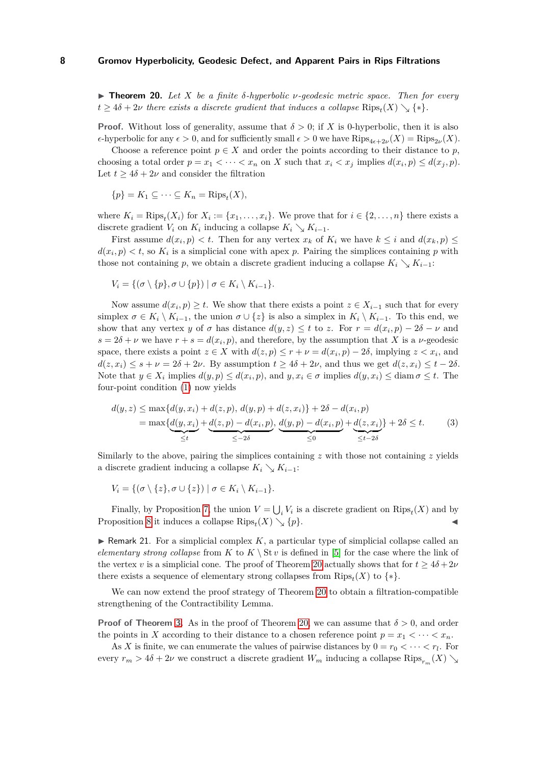▶ **Theorem 20.** *Let $X$ be a finite $\delta$-hyperbolic $\nu$-geodesic metric space. Then for every $t \geq 4\delta + 2\nu$ there exists a discrete gradient that induces a collapse $\mathrm{Rips}_t(X) \searrow \{*\}$.*

**Proof.** Without loss of generality, assume that $\delta > 0$; if $X$ is 0-hyperbolic, then it is also $\epsilon$-hyperbolic for any $\epsilon > 0$, and for sufficiently small $\epsilon > 0$ we have $\mathrm{Rips}_{4\epsilon+2\nu}(X) = \mathrm{Rips}_{2\nu}(X)$.

Choose a reference point $p \in X$ and order the points according to their distance to $p$, choosing a total order $p = x_1 < \cdots < x_n$ on $X$ such that $x_i < x_j$ implies $d(x_i, p) \leq d(x_j, p)$. Let $t \geq 4\delta + 2\nu$ and consider the filtration

$$\{p\} = K_1 \subseteq \cdots \subseteq K_n = \mathrm{Rips}_t(X),$$

where $K_i = \mathrm{Rips}_t(X_i)$ for $X_i := \{x_1, \ldots, x_i\}$. We prove that for $i \in \{2, \ldots, n\}$ there exists a discrete gradient $V_i$ on $K_i$ inducing a collapse $K_i \searrow K_{i-1}$.

First assume $d(x_i, p) < t$. Then for any vertex $x_k$ of $K_i$ we have $k \leq i$ and $d(x_k, p) \leq d(x_i, p) < t$, so $K_i$ is a simplicial cone with apex $p$. Pairing the simplices containing $p$ with those not containing $p$, we obtain a discrete gradient inducing a collapse $K_i \searrow K_{i-1}$:

$$V_i = \{(\sigma \setminus \{p\}, \sigma \cup \{p\}) \mid \sigma \in K_i \setminus K_{i-1}\}.$$

Now assume $d(x_i, p) \geq t$. We show that there exists a point $z \in X_{i-1}$ such that for every simplex $\sigma \in K_i \setminus K_{i-1}$, the union $\sigma \cup \{z\}$ is also a simplex in $K_i \setminus K_{i-1}$. To this end, we show that any vertex $y$ of $\sigma$ has distance $d(y, z) \leq t$ to $z$. For $r = d(x_i, p) - 2\delta - \nu$ and $s = 2\delta + \nu$ we have $r + s = d(x_i, p)$, and therefore, by the assumption that $X$ is a $\nu$-geodesic space, there exists a point $z \in X$ with $d(z, p) \leq r + \nu = d(x_i, p) - 2\delta$, implying $z < x_i$, and $d(z, x_i) \leq s + \nu = 2\delta + 2\nu$. By assumption $t \geq 4\delta + 2\nu$, and thus we get $d(z, x_i) \leq t - 2\delta$. Note that $y \in X_i$ implies $d(y, p) \leq d(x_i, p)$, and $y, x_i \in \sigma$ implies $d(y, x_i) \leq \operatorname{diam} \sigma \leq t$. The four-point condition (1) now yields

$$\begin{aligned} d(y, z) &\leq \max\{d(y, x_i) + d(z, p),\ d(y, p) + d(z, x_i)\} + 2\delta - d(x_i, p) \\ &= \max\{\underbrace{d(y, x_i)}_{\leq t} + \underbrace{d(z, p) - d(x_i, p)}_{\leq -2\delta},\ \underbrace{d(y, p) - d(x_i, p)}_{\leq 0} + \underbrace{d(z, x_i)}_{\leq t - 2\delta}\} + 2\delta \leq t. \end{aligned} \tag{3}$$

Similarly to the above, pairing the simplices containing $z$ with those not containing $z$ yields a discrete gradient inducing a collapse $K_i \searrow K_{i-1}$:

$$V_i = \{(\sigma \setminus \{z\}, \sigma \cup \{z\}) \mid \sigma \in K_i \setminus K_{i-1}\}.$$

Finally, by Proposition 7, the union $V = \bigcup_i V_i$ is a discrete gradient on $\mathrm{Rips}_t(X)$ and by Proposition 8 it induces a collapse $\mathrm{Rips}_t(X) \searrow \{p\}$. ◀

▶ Remark 21. For a simplicial complex $K$, a particular type of simplicial collapse called an *elementary strong collapse* from $K$ to $K \setminus \operatorname{St} v$ is defined in [5] for the case where the link of the vertex $v$ is a simplicial cone. The proof of Theorem 20 actually shows that for $t \geq 4\delta + 2\nu$ there exists a sequence of elementary strong collapses from $\mathrm{Rips}_t(X)$ to $\{*\}$.

We can now extend the proof strategy of Theorem 20 to obtain a filtration-compatible strengthening of the Contractibility Lemma.

**Proof of Theorem 3.** As in the proof of Theorem 20, we can assume that $\delta > 0$, and order the points in $X$ according to their distance to a chosen reference point $p = x_1 < \cdots < x_n$.

As $X$ is finite, we can enumerate the values of pairwise distances by $0 = r_0 < \cdots < r_l$. For every $r_m > 4\delta + 2\nu$ we construct a discrete gradient $W_m$ inducing a collapse $\mathrm{Rips}_{r_m}(X) \searrow$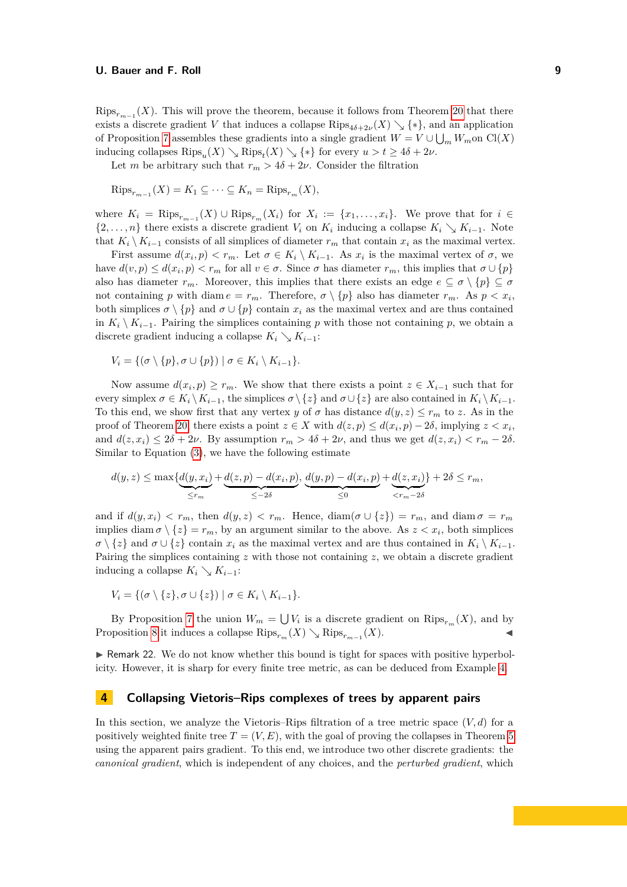$\mathrm{Rips}_{r_{m-1}}(X)$. This will prove the theorem, because it follows from Theorem 20 that there exists a discrete gradient $V$ that induces a collapse $\mathrm{Rips}_{4\delta+2\nu}(X) \searrow \{*\}$, and an application of Proposition 7 assembles these gradients into a single gradient $W = V \cup \bigcup_m W_m$ on $\mathrm{Cl}(X)$ inducing collapses $\mathrm{Rips}_u(X) \searrow \mathrm{Rips}_t(X) \searrow \{*\}$ for every $u > t \geq 4\delta + 2\nu$.

Let $m$ be arbitrary such that $r_m > 4\delta + 2\nu$. Consider the filtration

$$\mathrm{Rips}_{r_{m-1}}(X) = K_1 \subseteq \cdots \subseteq K_n = \mathrm{Rips}_{r_m}(X),$$

where $K_i = \mathrm{Rips}_{r_{m-1}}(X) \cup \mathrm{Rips}_{r_m}(X_i)$ for $X_i := \{x_1, \ldots, x_i\}$. We prove that for $i \in \{2, \ldots, n\}$ there exists a discrete gradient $V_i$ on $K_i$ inducing a collapse $K_i \searrow K_{i-1}$. Note that $K_i \setminus K_{i-1}$ consists of all simplices of diameter $r_m$ that contain $x_i$ as the maximal vertex.

First assume $d(x_i, p) < r_m$. Let $\sigma \in K_i \setminus K_{i-1}$. As $x_i$ is the maximal vertex of $\sigma$, we have $d(v, p) \leq d(x_i, p) < r_m$ for all $v \in \sigma$. Since $\sigma$ has diameter $r_m$, this implies that $\sigma \cup \{p\}$ also has diameter $r_m$. Moreover, this implies that there exists an edge $e \subseteq \sigma \setminus \{p\} \subseteq \sigma$ not containing $p$ with $\operatorname{diam} e = r_m$. Therefore, $\sigma \setminus \{p\}$ also has diameter $r_m$. As $p < x_i$, both simplices $\sigma \setminus \{p\}$ and $\sigma \cup \{p\}$ contain $x_i$ as the maximal vertex and are thus contained in $K_i \setminus K_{i-1}$. Pairing the simplices containing $p$ with those not containing $p$, we obtain a discrete gradient inducing a collapse $K_i \searrow K_{i-1}$:

$$V_i = \{(\sigma \setminus \{p\}, \sigma \cup \{p\}) \mid \sigma \in K_i \setminus K_{i-1}\}.$$

Now assume $d(x_i, p) \geq r_m$. We show that there exists a point $z \in X_{i-1}$ such that for every simplex $\sigma \in K_i \setminus K_{i-1}$, the simplices $\sigma \setminus \{z\}$ and $\sigma \cup \{z\}$ are also contained in $K_i \setminus K_{i-1}$. To this end, we show first that any vertex $y$ of $\sigma$ has distance $d(y, z) \leq r_m$ to $z$. As in the proof of Theorem 20, there exists a point $z \in X$ with $d(z, p) \leq d(x_i, p) - 2\delta$, implying $z < x_i$, and $d(z, x_i) \leq 2\delta + 2\nu$. By assumption $r_m > 4\delta + 2\nu$, and thus we get $d(z, x_i) < r_m - 2\delta$. Similar to Equation (3), we have the following estimate

$$d(y,z) \leq \max\{\underbrace{d(y,x_i)}_{\leq r_m} + \underbrace{d(z,p) - d(x_i,p)}_{\leq -2\delta}, \underbrace{d(y,p) - d(x_i,p)}_{\leq 0} + \underbrace{d(z,x_i)}_{< r_m - 2\delta}\} + 2\delta \leq r_m,$$

and if $d(y, x_i) < r_m$, then $d(y, z) < r_m$. Hence, $\operatorname{diam}(\sigma \cup \{z\}) = r_m$, and $\operatorname{diam} \sigma = r_m$ implies $\operatorname{diam} \sigma \setminus \{z\} = r_m$, by an argument similar to the above. As $z < x_i$, both simplices $\sigma \setminus \{z\}$ and $\sigma \cup \{z\}$ contain $x_i$ as the maximal vertex and are thus contained in $K_i \setminus K_{i-1}$. Pairing the simplices containing $z$ with those not containing $z$, we obtain a discrete gradient inducing a collapse $K_i \searrow K_{i-1}$:

$$V_i = \{(\sigma \setminus \{z\}, \sigma \cup \{z\}) \mid \sigma \in K_i \setminus K_{i-1}\}.$$

By Proposition 7 the union $W_m = \bigcup V_i$ is a discrete gradient on $\mathrm{Rips}_{r_m}(X)$, and by Proposition 8 it induces a collapse $\mathrm{Rips}_{r_m}(X) \searrow \mathrm{Rips}_{r_{m-1}}(X)$. ◀

▶ Remark 22. We do not know whether this bound is tight for spaces with positive hyperbolicity. However, it is sharp for every finite tree metric, as can be deduced from Example 4.

## 4 Collapsing Vietoris–Rips complexes of trees by apparent pairs

In this section, we analyze the Vietoris–Rips filtration of a tree metric space $(V, d)$ for a positively weighted finite tree $T = (V, E)$, with the goal of proving the collapses in Theorem 5 using the apparent pairs gradient. To this end, we introduce two other discrete gradients: the *canonical gradient*, which is independent of any choices, and the *perturbed gradient*, which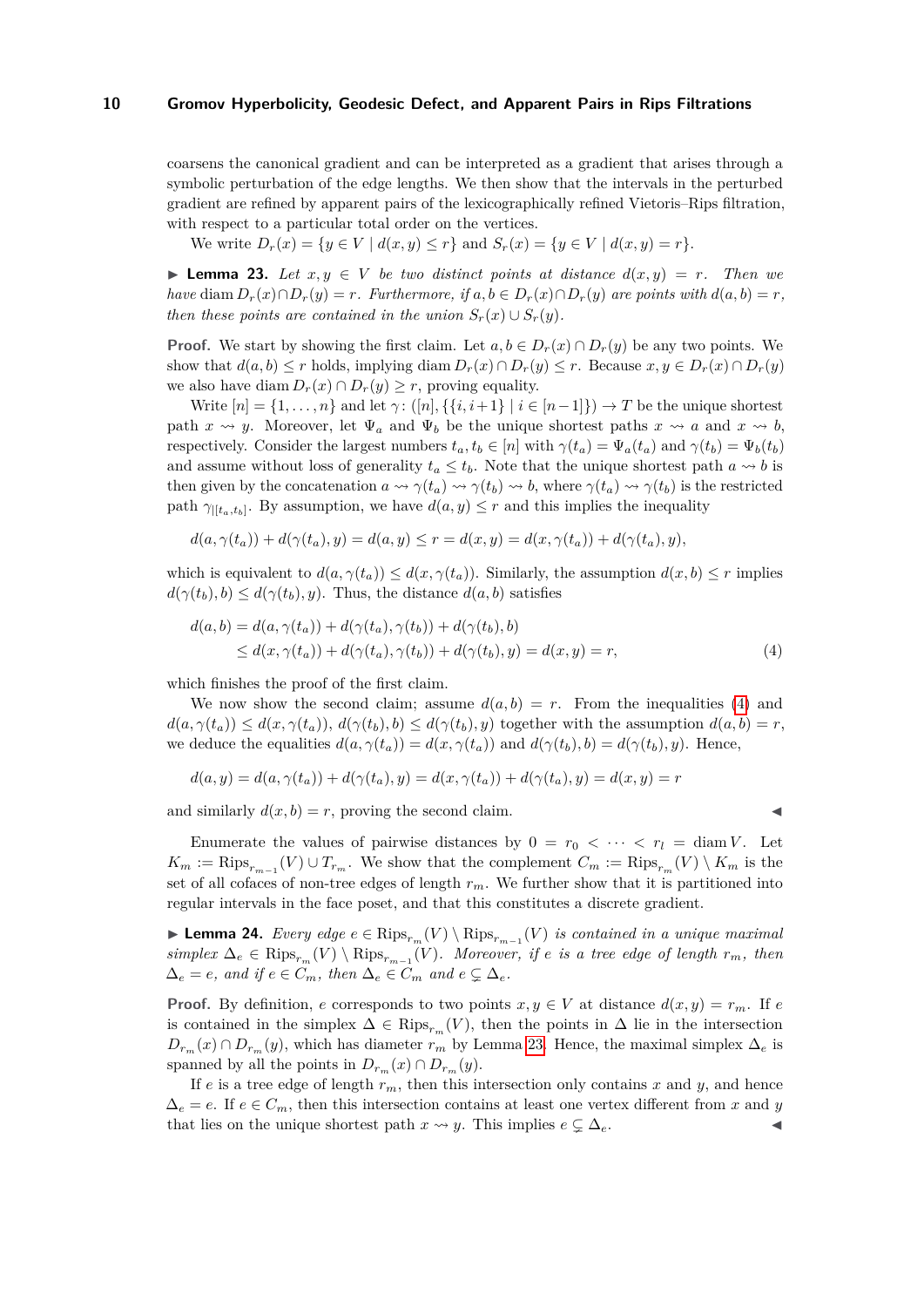coarsens the canonical gradient and can be interpreted as a gradient that arises through a symbolic perturbation of the edge lengths. We then show that the intervals in the perturbed gradient are refined by apparent pairs of the lexicographically refined Vietoris–Rips filtration, with respect to a particular total order on the vertices.

We write $D_r(x) = \{y \in V \mid d(x, y) \leq r\}$ and $S_r(x) = \{y \in V \mid d(x, y) = r\}$.

▶ **Lemma 23.** *Let $x, y \in V$ be two distinct points at distance $d(x, y) = r$. Then we have $\operatorname{diam} D_r(x) \cap D_r(y) = r$. Furthermore, if $a, b \in D_r(x) \cap D_r(y)$ are points with $d(a, b) = r$, then these points are contained in the union $S_r(x) \cup S_r(y)$.*

**Proof.** We start by showing the first claim. Let $a, b \in D_r(x) \cap D_r(y)$ be any two points. We show that $d(a, b) \leq r$ holds, implying $\operatorname{diam} D_r(x) \cap D_r(y) \leq r$. Because $x, y \in D_r(x) \cap D_r(y)$ we also have $\operatorname{diam} D_r(x) \cap D_r(y) \geq r$, proving equality.

Write $[n] = \{1, \ldots, n\}$ and let $\gamma \colon ([n], \{\{i, i+1\} \mid i \in [n-1]\}) \to T$ be the unique shortest path $x \rightsquigarrow y$. Moreover, let $\Psi_a$ and $\Psi_b$ be the unique shortest paths $x \rightsquigarrow a$ and $x \rightsquigarrow b$, respectively. Consider the largest numbers $t_a, t_b \in [n]$ with $\gamma(t_a) = \Psi_a(t_a)$ and $\gamma(t_b) = \Psi_b(t_b)$ and assume without loss of generality $t_a \leq t_b$. Note that the unique shortest path $a \rightsquigarrow b$ is then given by the concatenation $a \rightsquigarrow \gamma(t_a) \rightsquigarrow \gamma(t_b) \rightsquigarrow b$, where $\gamma(t_a) \rightsquigarrow \gamma(t_b)$ is the restricted path $\gamma_{|[t_a, t_b]}$. By assumption, we have $d(a, y) \leq r$ and this implies the inequality

$$d(a, \gamma(t_a)) + d(\gamma(t_a), y) = d(a, y) \leq r = d(x, y) = d(x, \gamma(t_a)) + d(\gamma(t_a), y),$$

which is equivalent to $d(a, \gamma(t_a)) \leq d(x, \gamma(t_a))$. Similarly, the assumption $d(x, b) \leq r$ implies $d(\gamma(t_b), b) \leq d(\gamma(t_b), y)$. Thus, the distance $d(a, b)$ satisfies

$$\begin{aligned} d(a, b) &= d(a, \gamma(t_a)) + d(\gamma(t_a), \gamma(t_b)) + d(\gamma(t_b), b) \\ &\leq d(x, \gamma(t_a)) + d(\gamma(t_a), \gamma(t_b)) + d(\gamma(t_b), y) = d(x, y) = r, \end{aligned} \tag{4}$$

which finishes the proof of the first claim.

We now show the second claim; assume $d(a, b) = r$. From the inequalities (4) and $d(a, \gamma(t_a)) \leq d(x, \gamma(t_a))$, $d(\gamma(t_b), b) \leq d(\gamma(t_b), y)$ together with the assumption $d(a, b) = r$, we deduce the equalities $d(a, \gamma(t_a)) = d(x, \gamma(t_a))$ and $d(\gamma(t_b), b) = d(\gamma(t_b), y)$. Hence,

$$d(a, y) = d(a, \gamma(t_a)) + d(\gamma(t_a), y) = d(x, \gamma(t_a)) + d(\gamma(t_a), y) = d(x, y) = r$$

and similarly $d(x, b) = r$, proving the second claim. ◀

Enumerate the values of pairwise distances by $0 = r_0 < \cdots < r_l = \operatorname{diam} V$. Let $K_m := \operatorname{Rips}_{r_{m-1}}(V) \cup T_{r_m}$. We show that the complement $C_m := \operatorname{Rips}_{r_m}(V) \setminus K_m$ is the set of all cofaces of non-tree edges of length $r_m$. We further show that it is partitioned into regular intervals in the face poset, and that this constitutes a discrete gradient.

▶ **Lemma 24.** *Every edge $e \in \operatorname{Rips}_{r_m}(V) \setminus \operatorname{Rips}_{r_{m-1}}(V)$ is contained in a unique maximal simplex $\Delta_e \in \operatorname{Rips}_{r_m}(V) \setminus \operatorname{Rips}_{r_{m-1}}(V)$. Moreover, if $e$ is a tree edge of length $r_m$, then $\Delta_e = e$, and if $e \in C_m$, then $\Delta_e \in C_m$ and $e \subsetneq \Delta_e$.*

**Proof.** By definition, $e$ corresponds to two points $x, y \in V$ at distance $d(x, y) = r_m$. If $e$ is contained in the simplex $\Delta \in \operatorname{Rips}_{r_m}(V)$, then the points in $\Delta$ lie in the intersection $D_{r_m}(x) \cap D_{r_m}(y)$, which has diameter $r_m$ by Lemma 23. Hence, the maximal simplex $\Delta_e$ is spanned by all the points in $D_{r_m}(x) \cap D_{r_m}(y)$.

If $e$ is a tree edge of length $r_m$, then this intersection only contains $x$ and $y$, and hence $\Delta_e = e$. If $e \in C_m$, then this intersection contains at least one vertex different from $x$ and $y$ that lies on the unique shortest path $x \rightsquigarrow y$. This implies $e \subsetneq \Delta_e$. ◀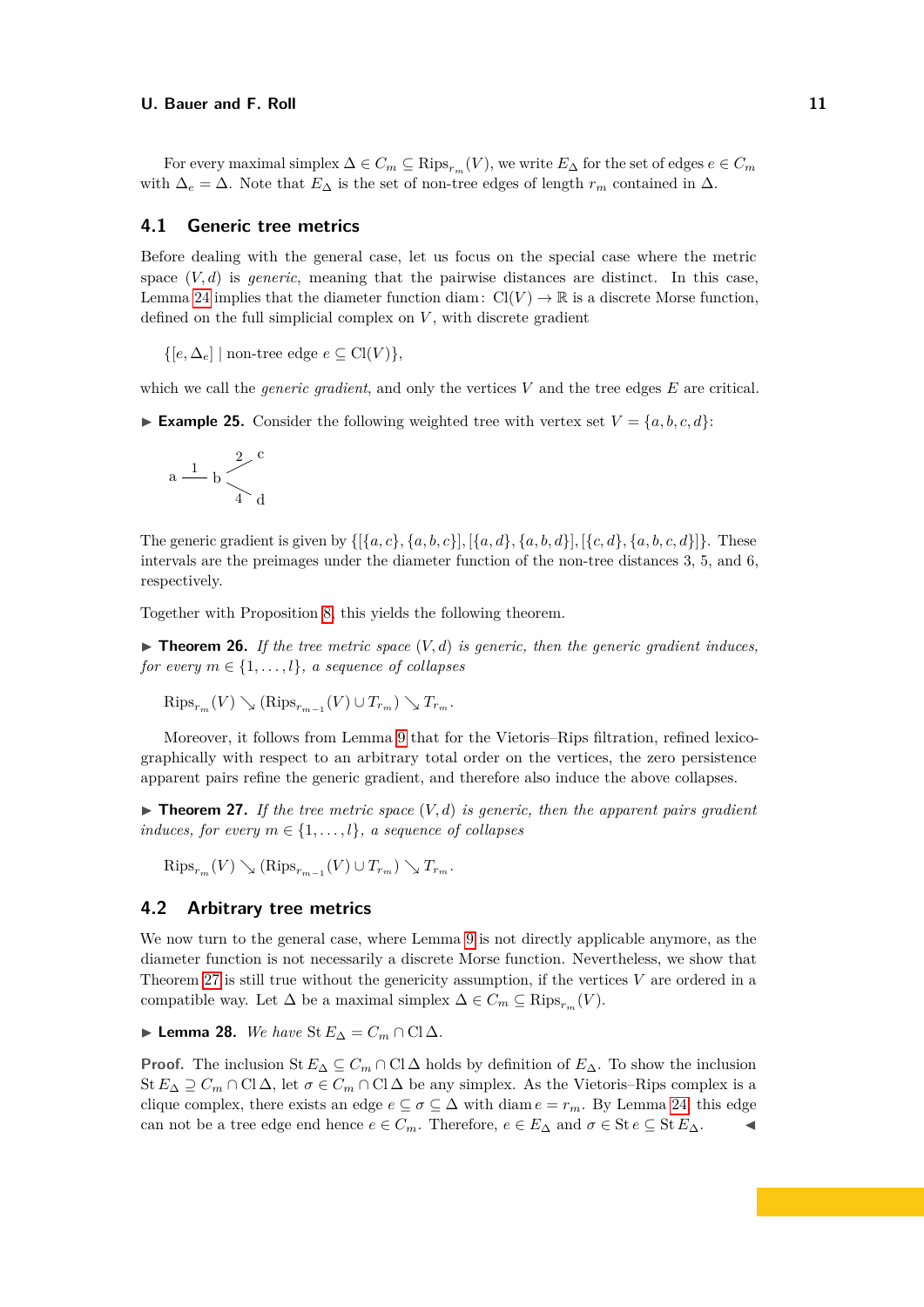For every maximal simplex $\Delta \in C_m \subseteq \mathrm{Rips}_{r_m}(V)$, we write $E_\Delta$ for the set of edges $e \in C_m$ with $\Delta_e = \Delta$. Note that $E_\Delta$ is the set of non-tree edges of length $r_m$ contained in $\Delta$.

## 4.1 Generic tree metrics

Before dealing with the general case, let us focus on the special case where the metric space $(V, d)$ is *generic*, meaning that the pairwise distances are distinct. In this case, Lemma 24 implies that the diameter function $\mathrm{diam} \colon \mathrm{Cl}(V) \to \mathbb{R}$ is a discrete Morse function, defined on the full simplicial complex on $V$, with discrete gradient

$$\{[e, \Delta_e] \mid \text{non-tree edge } e \subseteq \mathrm{Cl}(V)\},$$

which we call the *generic gradient*, and only the vertices $V$ and the tree edges $E$ are critical.

▶ **Example 25.** Consider the following weighted tree with vertex set $V = \{a, b, c, d\}$:

a —1— b, b —2— c, b —4— d

The generic gradient is given by $\{[\{a, c\}, \{a, b, c\}], [\{a, d\}, \{a, b, d\}], [\{c, d\}, \{a, b, c, d\}]\}$. These intervals are the preimages under the diameter function of the non-tree distances 3, 5, and 6, respectively.

Together with Proposition 8, this yields the following theorem.

▶ **Theorem 26.** *If the tree metric space $(V, d)$ is generic, then the generic gradient induces, for every $m \in \{1, \ldots, l\}$, a sequence of collapses*

$$\mathrm{Rips}_{r_m}(V) \searrow (\mathrm{Rips}_{r_{m-1}}(V) \cup T_{r_m}) \searrow T_{r_m}.$$

Moreover, it follows from Lemma 9 that for the Vietoris–Rips filtration, refined lexicographically with respect to an arbitrary total order on the vertices, the zero persistence apparent pairs refine the generic gradient, and therefore also induce the above collapses.

▶ **Theorem 27.** *If the tree metric space $(V, d)$ is generic, then the apparent pairs gradient induces, for every $m \in \{1, \ldots, l\}$, a sequence of collapses*

$$\mathrm{Rips}_{r_m}(V) \searrow (\mathrm{Rips}_{r_{m-1}}(V) \cup T_{r_m}) \searrow T_{r_m}.$$

## 4.2 Arbitrary tree metrics

We now turn to the general case, where Lemma 9 is not directly applicable anymore, as the diameter function is not necessarily a discrete Morse function. Nevertheless, we show that Theorem 27 is still true without the genericity assumption, if the vertices $V$ are ordered in a compatible way. Let $\Delta$ be a maximal simplex $\Delta \in C_m \subseteq \mathrm{Rips}_{r_m}(V)$.

▶ **Lemma 28.** *We have* $\mathrm{St}\, E_\Delta = C_m \cap \mathrm{Cl}\, \Delta$.

**Proof.** The inclusion $\mathrm{St}\, E_\Delta \subseteq C_m \cap \mathrm{Cl}\, \Delta$ holds by definition of $E_\Delta$. To show the inclusion $\mathrm{St}\, E_\Delta \supseteq C_m \cap \mathrm{Cl}\, \Delta$, let $\sigma \in C_m \cap \mathrm{Cl}\, \Delta$ be any simplex. As the Vietoris–Rips complex is a clique complex, there exists an edge $e \subseteq \sigma \subseteq \Delta$ with $\mathrm{diam}\, e = r_m$. By Lemma 24, this edge can not be a tree edge end hence $e \in C_m$. Therefore, $e \in E_\Delta$ and $\sigma \in \mathrm{St}\, e \subseteq \mathrm{St}\, E_\Delta$. ◀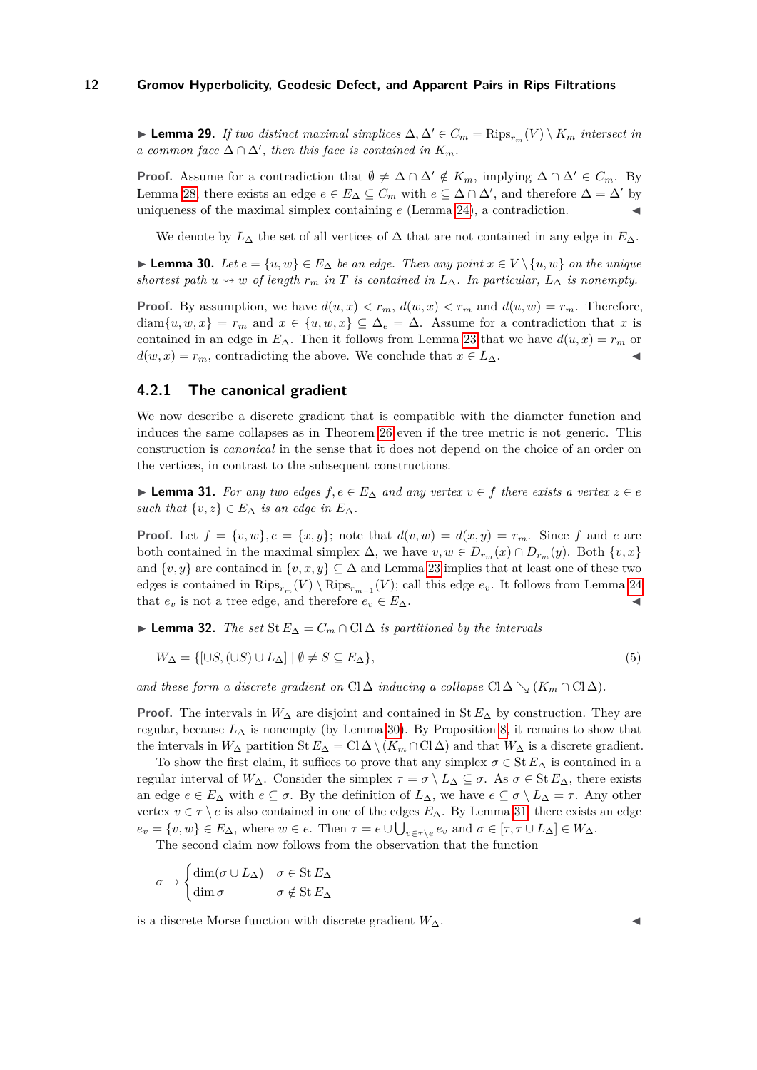▶ **Lemma 29.** *If two distinct maximal simplices $\Delta, \Delta' \in C_m = \mathrm{Rips}_{r_m}(V) \setminus K_m$ intersect in a common face $\Delta \cap \Delta'$, then this face is contained in $K_m$.*

**Proof.** Assume for a contradiction that $\emptyset \neq \Delta \cap \Delta' \notin K_m$, implying $\Delta \cap \Delta' \in C_m$. By Lemma 28, there exists an edge $e \in E_\Delta \subseteq C_m$ with $e \subseteq \Delta \cap \Delta'$, and therefore $\Delta = \Delta'$ by uniqueness of the maximal simplex containing $e$ (Lemma 24), a contradiction. ◀

We denote by $L_\Delta$ the set of all vertices of $\Delta$ that are not contained in any edge in $E_\Delta$.

▶ **Lemma 30.** *Let $e = \{u, w\} \in E_\Delta$ be an edge. Then any point $x \in V \setminus \{u, w\}$ on the unique shortest path $u \rightsquigarrow w$ of length $r_m$ in $T$ is contained in $L_\Delta$. In particular, $L_\Delta$ is nonempty.*

**Proof.** By assumption, we have $d(u, x) < r_m$, $d(w, x) < r_m$ and $d(u, w) = r_m$. Therefore, $\mathrm{diam}\{u, w, x\} = r_m$ and $x \in \{u, w, x\} \subseteq \Delta_e = \Delta$. Assume for a contradiction that $x$ is contained in an edge in $E_\Delta$. Then it follows from Lemma 23 that we have $d(u, x) = r_m$ or $d(w, x) = r_m$, contradicting the above. We conclude that $x \in L_\Delta$. ◀

### 4.2.1 The canonical gradient

We now describe a discrete gradient that is compatible with the diameter function and induces the same collapses as in Theorem 26 even if the tree metric is not generic. This construction is *canonical* in the sense that it does not depend on the choice of an order on the vertices, in contrast to the subsequent constructions.

▶ **Lemma 31.** *For any two edges $f, e \in E_\Delta$ and any vertex $v \in f$ there exists a vertex $z \in e$ such that $\{v, z\} \in E_\Delta$ is an edge in $E_\Delta$.*

**Proof.** Let $f = \{v, w\}, e = \{x, y\}$; note that $d(v, w) = d(x, y) = r_m$. Since $f$ and $e$ are both contained in the maximal simplex $\Delta$, we have $v, w \in D_{r_m}(x) \cap D_{r_m}(y)$. Both $\{v, x\}$ and $\{v, y\}$ are contained in $\{v, x, y\} \subseteq \Delta$ and Lemma 23 implies that at least one of these two edges is contained in $\mathrm{Rips}_{r_m}(V) \setminus \mathrm{Rips}_{r_{m-1}}(V)$; call this edge $e_v$. It follows from Lemma 24 that $e_v$ is not a tree edge, and therefore $e_v \in E_\Delta$. ◀

▶ **Lemma 32.** *The set $\mathrm{St}\, E_\Delta = C_m \cap \mathrm{Cl}\, \Delta$ is partitioned by the intervals*

$$W_\Delta = \{[\cup S, (\cup S) \cup L_\Delta] \mid \emptyset \neq S \subseteq E_\Delta\}, \tag{5}$$

*and these form a discrete gradient on $\mathrm{Cl}\, \Delta$ inducing a collapse $\mathrm{Cl}\, \Delta \searrow (K_m \cap \mathrm{Cl}\, \Delta)$.*

**Proof.** The intervals in $W_\Delta$ are disjoint and contained in $\mathrm{St}\, E_\Delta$ by construction. They are regular, because $L_\Delta$ is nonempty (by Lemma 30). By Proposition 8, it remains to show that the intervals in $W_\Delta$ partition $\mathrm{St}\, E_\Delta = \mathrm{Cl}\, \Delta \setminus (K_m \cap \mathrm{Cl}\, \Delta)$ and that $W_\Delta$ is a discrete gradient.

To show the first claim, it suffices to prove that any simplex $\sigma \in \mathrm{St}\, E_\Delta$ is contained in a regular interval of $W_\Delta$. Consider the simplex $\tau = \sigma \setminus L_\Delta \subseteq \sigma$. As $\sigma \in \mathrm{St}\, E_\Delta$, there exists an edge $e \in E_\Delta$ with $e \subseteq \sigma$. By the definition of $L_\Delta$, we have $e \subseteq \sigma \setminus L_\Delta = \tau$. Any other vertex $v \in \tau \setminus e$ is also contained in one of the edges $E_\Delta$. By Lemma 31, there exists an edge $e_v = \{v, w\} \in E_\Delta$, where $w \in e$. Then $\tau = e \cup \bigcup_{v \in \tau \setminus e} e_v$ and $\sigma \in [\tau, \tau \cup L_\Delta] \in W_\Delta$.

The second claim now follows from the observation that the function

$$\sigma \mapsto \begin{cases} \dim(\sigma \cup L_\Delta) & \sigma \in \mathrm{St}\, E_\Delta \\ \dim \sigma & \sigma \notin \mathrm{St}\, E_\Delta \end{cases}$$

is a discrete Morse function with discrete gradient $W_\Delta$. ◀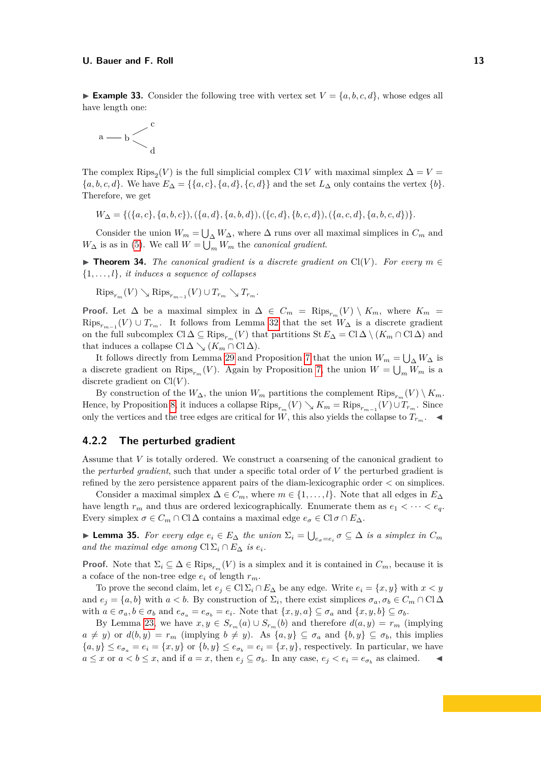▶ **Example 33.** Consider the following tree with vertex set $V = \{a, b, c, d\}$, whose edges all have length one:

```
         c
a —— b <
         d
```

The complex $\mathrm{Rips}_2(V)$ is the full simplicial complex $\mathrm{Cl}\, V$ with maximal simplex $\Delta = V = \{a, b, c, d\}$. We have $E_\Delta = \{\{a, c\}, \{a, d\}, \{c, d\}\}$ and the set $L_\Delta$ only contains the vertex $\{b\}$. Therefore, we get

$$W_\Delta = \{(\{a, c\}, \{a, b, c\}), (\{a, d\}, \{a, b, d\}), (\{c, d\}, \{b, c, d\}), (\{a, c, d\}, \{a, b, c, d\})\}.$$

Consider the union $W_m = \bigcup_\Delta W_\Delta$, where $\Delta$ runs over all maximal simplices in $C_m$ and $W_\Delta$ is as in (5). We call $W = \bigcup_m W_m$ the *canonical gradient*.

▶ **Theorem 34.** *The canonical gradient is a discrete gradient on* $\mathrm{Cl}(V)$*. For every* $m \in \{1, \dots, l\}$*, it induces a sequence of collapses*

$$\mathrm{Rips}_{r_m}(V) \searrow \mathrm{Rips}_{r_{m-1}}(V) \cup T_{r_m} \searrow T_{r_m}.$$

**Proof.** Let $\Delta$ be a maximal simplex in $\Delta \in C_m = \mathrm{Rips}_{r_m}(V) \setminus K_m$, where $K_m = \mathrm{Rips}_{r_{m-1}}(V) \cup T_{r_m}$. It follows from Lemma 32 that the set $W_\Delta$ is a discrete gradient on the full subcomplex $\mathrm{Cl}\,\Delta \subseteq \mathrm{Rips}_{r_m}(V)$ that partitions $\mathrm{St}\, E_\Delta = \mathrm{Cl}\,\Delta \setminus (K_m \cap \mathrm{Cl}\,\Delta)$ and that induces a collapse $\mathrm{Cl}\,\Delta \searrow (K_m \cap \mathrm{Cl}\,\Delta)$.

It follows directly from Lemma 29 and Proposition 7 that the union $W_m = \bigcup_\Delta W_\Delta$ is a discrete gradient on $\mathrm{Rips}_{r_m}(V)$. Again by Proposition 7, the union $W = \bigcup_m W_m$ is a discrete gradient on $\mathrm{Cl}(V)$.

By construction of the $W_\Delta$, the union $W_m$ partitions the complement $\mathrm{Rips}_{r_m}(V) \setminus K_m$. Hence, by Proposition 8, it induces a collapse $\mathrm{Rips}_{r_m}(V) \searrow K_m = \mathrm{Rips}_{r_{m-1}}(V) \cup T_{r_m}$. Since only the vertices and the tree edges are critical for $W$, this also yields the collapse to $T_{r_m}$. ◀

### 4.2.2 The perturbed gradient

Assume that $V$ is totally ordered. We construct a coarsening of the canonical gradient to the *perturbed gradient*, such that under a specific total order of $V$ the perturbed gradient is refined by the zero persistence apparent pairs of the diam-lexicographic order $<$ on simplices.

Consider a maximal simplex $\Delta \in C_m$, where $m \in \{1, \dots, l\}$. Note that all edges in $E_\Delta$ have length $r_m$ and thus are ordered lexicographically. Enumerate them as $e_1 < \dots < e_q$. Every simplex $\sigma \in C_m \cap \mathrm{Cl}\,\Delta$ contains a maximal edge $e_\sigma \in \mathrm{Cl}\,\sigma \cap E_\Delta$.

▶ **Lemma 35.** *For every edge* $e_i \in E_\Delta$ *the union* $\Sigma_i = \bigcup_{e_\sigma = e_i} \sigma \subseteq \Delta$ *is a simplex in* $C_m$ *and the maximal edge among* $\mathrm{Cl}\,\Sigma_i \cap E_\Delta$ *is* $e_i$*.*

**Proof.** Note that $\Sigma_i \subseteq \Delta \in \mathrm{Rips}_{r_m}(V)$ is a simplex and it is contained in $C_m$, because it is a coface of the non-tree edge $e_i$ of length $r_m$.

To prove the second claim, let $e_j \in \mathrm{Cl}\,\Sigma_i \cap E_\Delta$ be any edge. Write $e_i = \{x, y\}$ with $x < y$ and $e_j = \{a, b\}$ with $a < b$. By construction of $\Sigma_i$, there exist simplices $\sigma_a, \sigma_b \in C_m \cap \mathrm{Cl}\,\Delta$ with $a \in \sigma_a, b \in \sigma_b$ and $e_{\sigma_a} = e_{\sigma_b} = e_i$. Note that $\{x, y, a\} \subseteq \sigma_a$ and $\{x, y, b\} \subseteq \sigma_b$.

By Lemma 23, we have $x, y \in S_{r_m}(a) \cup S_{r_m}(b)$ and therefore $d(a, y) = r_m$ (implying $a \neq y$) or $d(b, y) = r_m$ (implying $b \neq y$). As $\{a, y\} \subseteq \sigma_a$ and $\{b, y\} \subseteq \sigma_b$, this implies $\{a, y\} \leq e_{\sigma_a} = e_i = \{x, y\}$ or $\{b, y\} \leq e_{\sigma_b} = e_i = \{x, y\}$, respectively. In particular, we have $a \leq x$ or $a < b \leq x$, and if $a = x$, then $e_j \subseteq \sigma_b$. In any case, $e_j < e_i = e_{\sigma_b}$ as claimed. ◀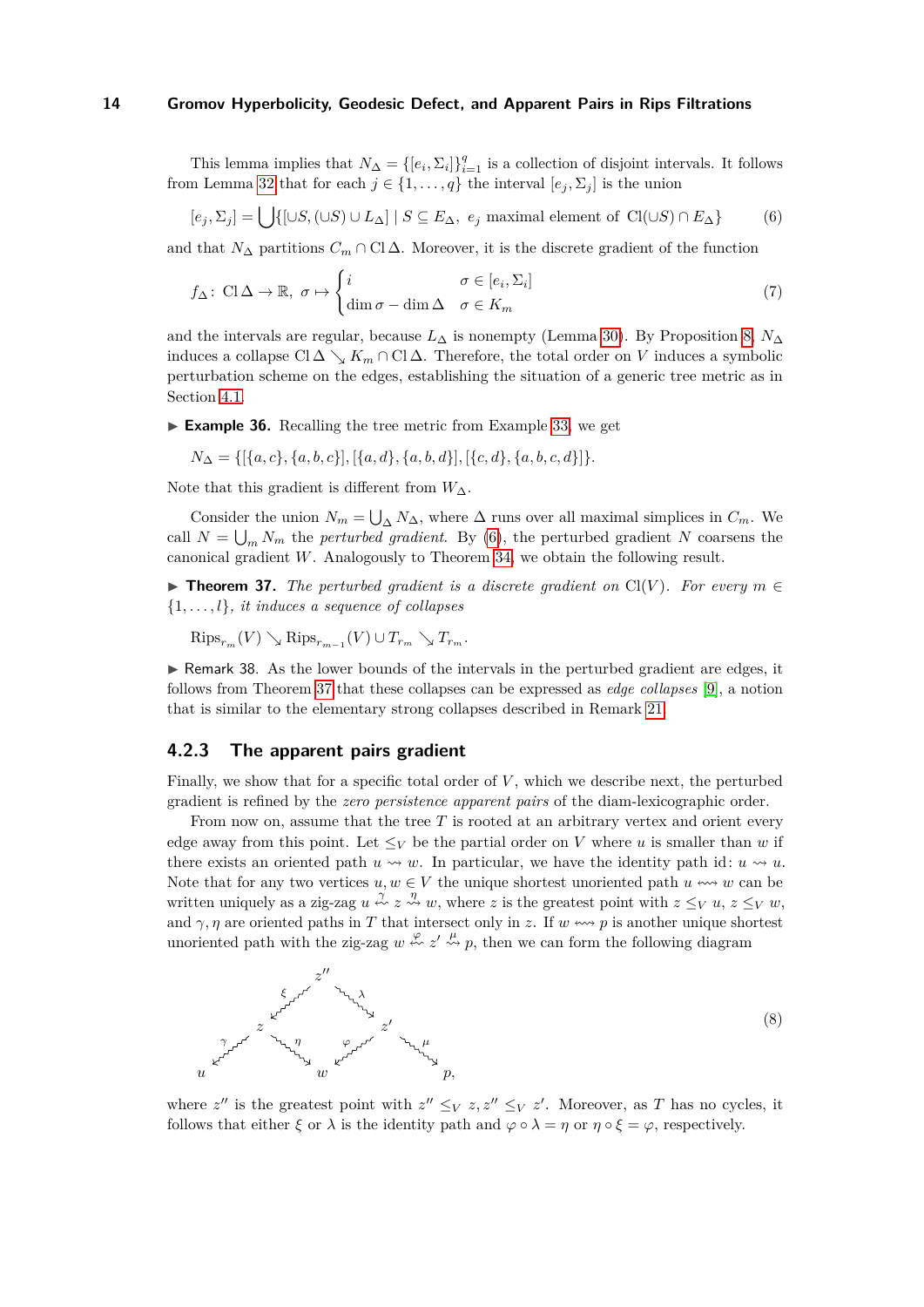This lemma implies that $N_\Delta = \{[e_i, \Sigma_i]\}_{i=1}^q$ is a collection of disjoint intervals. It follows from Lemma 32 that for each $j \in \{1, \ldots, q\}$ the interval $[e_j, \Sigma_j]$ is the union

$$[e_j, \Sigma_j] = \bigcup \{[\cup S, (\cup S) \cup L_\Delta] \mid S \subseteq E_\Delta,\ e_j \text{ maximal element of } \operatorname{Cl}(\cup S) \cap E_\Delta\} \tag{6}$$

and that $N_\Delta$ partitions $C_m \cap \operatorname{Cl}\Delta$. Moreover, it is the discrete gradient of the function

$$f_\Delta \colon \operatorname{Cl}\Delta \to \mathbb{R},\ \sigma \mapsto \begin{cases} i & \sigma \in [e_i, \Sigma_i] \\ \dim \sigma - \dim \Delta & \sigma \in K_m \end{cases} \tag{7}$$

and the intervals are regular, because $L_\Delta$ is nonempty (Lemma 30). By Proposition 8, $N_\Delta$ induces a collapse $\operatorname{Cl}\Delta \searrow K_m \cap \operatorname{Cl}\Delta$. Therefore, the total order on $V$ induces a symbolic perturbation scheme on the edges, establishing the situation of a generic tree metric as in Section 4.1.

▶ **Example 36.** Recalling the tree metric from Example 33, we get

$$N_\Delta = \{[\{a, c\}, \{a, b, c\}], [\{a, d\}, \{a, b, d\}], [\{c, d\}, \{a, b, c, d\}]\}.$$

Note that this gradient is different from $W_\Delta$.

Consider the union $N_m = \bigcup_\Delta N_\Delta$, where $\Delta$ runs over all maximal simplices in $C_m$. We call $N = \bigcup_m N_m$ the *perturbed gradient*. By (6), the perturbed gradient $N$ coarsens the canonical gradient $W$. Analogously to Theorem 34, we obtain the following result.

▶ **Theorem 37.** *The perturbed gradient is a discrete gradient on* $\operatorname{Cl}(V)$*. For every* $m \in \{1, \ldots, l\}$*, it induces a sequence of collapses*

$$\operatorname{Rips}_{r_m}(V) \searrow \operatorname{Rips}_{r_{m-1}}(V) \cup T_{r_m} \searrow T_{r_m}.$$

▶ Remark 38. As the lower bounds of the intervals in the perturbed gradient are edges, it follows from Theorem 37 that these collapses can be expressed as *edge collapses* [9], a notion that is similar to the elementary strong collapses described in Remark 21.

### 4.2.3 The apparent pairs gradient

Finally, we show that for a specific total order of $V$, which we describe next, the perturbed gradient is refined by the *zero persistence apparent pairs* of the diam-lexicographic order.

From now on, assume that the tree $T$ is rooted at an arbitrary vertex and orient every edge away from this point. Let $\leq_V$ be the partial order on $V$ where $u$ is smaller than $w$ if there exists an oriented path $u \rightsquigarrow w$. In particular, we have the identity path $\mathrm{id}\colon u \rightsquigarrow u$. Note that for any two vertices $u, w \in V$ the unique shortest unoriented path $u \leftrightsquigarrow w$ can be written uniquely as a zig-zag $u \overset{\gamma}{\leftsquigarrow} z \overset{\eta}{\rightsquigarrow} w$, where $z$ is the greatest point with $z \leq_V u$, $z \leq_V w$, and $\gamma, \eta$ are oriented paths in $T$ that intersect only in $z$. If $w \leftrightsquigarrow p$ is another unique shortest unoriented path with the zig-zag $w \overset{\varphi}{\leftsquigarrow} z' \overset{\mu}{\rightsquigarrow} p$, then we can form the following diagram

$$\begin{array}{ccccccc} & & & z'' & & & \\ & & \overset{\xi}{\swarrow} & & \overset{\lambda}{\searrow} & & \\ & z & & & & z' & \\ \overset{\gamma}{\swarrow} & & \overset{\eta}{\searrow} & & \overset{\varphi}{\swarrow} & & \overset{\mu}{\searrow} \\ u & & & w & & & p, \end{array} \tag{8}$$

where $z''$ is the greatest point with $z'' \leq_V z, z'' \leq_V z'$. Moreover, as $T$ has no cycles, it follows that either $\xi$ or $\lambda$ is the identity path and $\varphi \circ \lambda = \eta$ or $\eta \circ \xi = \varphi$, respectively.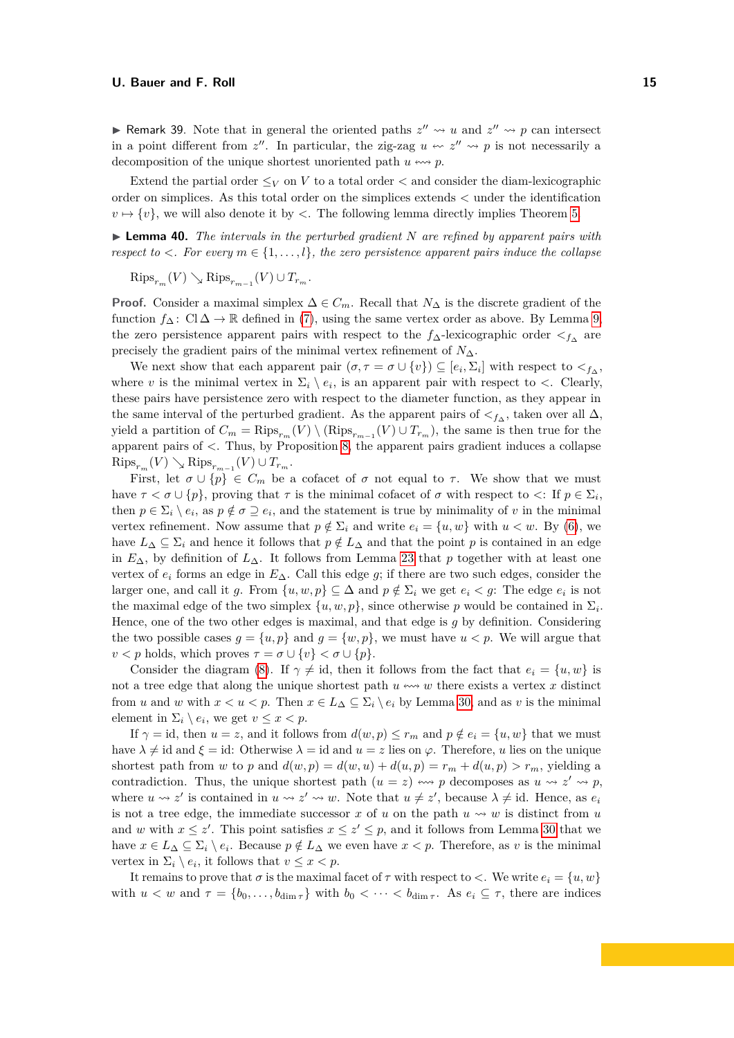▶ Remark 39. Note that in general the oriented paths $z'' \rightsquigarrow u$ and $z'' \rightsquigarrow p$ can intersect in a point different from $z''$. In particular, the zig-zag $u \leftsquigarrow z'' \rightsquigarrow p$ is not necessarily a decomposition of the unique shortest unoriented path $u \leftrightsquigarrow p$.

Extend the partial order $\leq_V$ on $V$ to a total order $<$ and consider the diam-lexicographic order on simplices. As this total order on the simplices extends $<$ under the identification $v \mapsto \{v\}$, we will also denote it by $<$. The following lemma directly implies Theorem 5.

▶ **Lemma 40.** *The intervals in the perturbed gradient $N$ are refined by apparent pairs with respect to $<$. For every $m \in \{1, \ldots, l\}$, the zero persistence apparent pairs induce the collapse*

$$\mathrm{Rips}_{r_m}(V) \searrow \mathrm{Rips}_{r_{m-1}}(V) \cup T_{r_m}.$$

**Proof.** Consider a maximal simplex $\Delta \in C_m$. Recall that $N_\Delta$ is the discrete gradient of the function $f_\Delta \colon \mathrm{Cl}\,\Delta \to \mathbb{R}$ defined in (7), using the same vertex order as above. By Lemma 9, the zero persistence apparent pairs with respect to the $f_\Delta$-lexicographic order $<_{f_\Delta}$ are precisely the gradient pairs of the minimal vertex refinement of $N_\Delta$.

We next show that each apparent pair $(\sigma, \tau = \sigma \cup \{v\}) \subseteq [e_i, \Sigma_i]$ with respect to $<_{f_\Delta}$, where $v$ is the minimal vertex in $\Sigma_i \setminus e_i$, is an apparent pair with respect to $<$. Clearly, these pairs have persistence zero with respect to the diameter function, as they appear in the same interval of the perturbed gradient. As the apparent pairs of $<_{f_\Delta}$, taken over all $\Delta$, yield a partition of $C_m = \mathrm{Rips}_{r_m}(V) \setminus (\mathrm{Rips}_{r_{m-1}}(V) \cup T_{r_m})$, the same is then true for the apparent pairs of $<$. Thus, by Proposition 8, the apparent pairs gradient induces a collapse $\mathrm{Rips}_{r_m}(V) \searrow \mathrm{Rips}_{r_{m-1}}(V) \cup T_{r_m}$.

First, let $\sigma \cup \{p\} \in C_m$ be a cofacet of $\sigma$ not equal to $\tau$. We show that we must have $\tau < \sigma \cup \{p\}$, proving that $\tau$ is the minimal cofacet of $\sigma$ with respect to $<$: If $p \in \Sigma_i$, then $p \in \Sigma_i \setminus e_i$, as $p \notin \sigma \supseteq e_i$, and the statement is true by minimality of $v$ in the minimal vertex refinement. Now assume that $p \notin \Sigma_i$ and write $e_i = \{u, w\}$ with $u < w$. By (6), we have $L_\Delta \subseteq \Sigma_i$ and hence it follows that $p \notin L_\Delta$ and that the point $p$ is contained in an edge in $E_\Delta$, by definition of $L_\Delta$. It follows from Lemma 23 that $p$ together with at least one vertex of $e_i$ forms an edge in $E_\Delta$. Call this edge $g$; if there are two such edges, consider the larger one, and call it $g$. From $\{u, w, p\} \subseteq \Delta$ and $p \notin \Sigma_i$ we get $e_i < g$: The edge $e_i$ is not the maximal edge of the two simplex $\{u, w, p\}$, since otherwise $p$ would be contained in $\Sigma_i$. Hence, one of the two other edges is maximal, and that edge is $g$ by definition. Considering the two possible cases $g = \{u, p\}$ and $g = \{w, p\}$, we must have $u < p$. We will argue that $v < p$ holds, which proves $\tau = \sigma \cup \{v\} < \sigma \cup \{p\}$.

Consider the diagram (8). If $\gamma \neq \mathrm{id}$, then it follows from the fact that $e_i = \{u, w\}$ is not a tree edge that along the unique shortest path $u \leftrightsquigarrow w$ there exists a vertex $x$ distinct from $u$ and $w$ with $x < u < p$. Then $x \in L_\Delta \subseteq \Sigma_i \setminus e_i$ by Lemma 30, and as $v$ is the minimal element in $\Sigma_i \setminus e_i$, we get $v \leq x < p$.

If $\gamma = \mathrm{id}$, then $u = z$, and it follows from $d(w, p) \leq r_m$ and $p \notin e_i = \{u, w\}$ that we must have $\lambda \neq \mathrm{id}$ and $\xi = \mathrm{id}$: Otherwise $\lambda = \mathrm{id}$ and $u = z$ lies on $\varphi$. Therefore, $u$ lies on the unique shortest path from $w$ to $p$ and $d(w, p) = d(w, u) + d(u, p) = r_m + d(u, p) > r_m$, yielding a contradiction. Thus, the unique shortest path $(u = z) \leftrightsquigarrow p$ decomposes as $u \rightsquigarrow z' \rightsquigarrow p$, where $u \rightsquigarrow z'$ is contained in $u \rightsquigarrow z' \rightsquigarrow w$. Note that $u \neq z'$, because $\lambda \neq \mathrm{id}$. Hence, as $e_i$ is not a tree edge, the immediate successor $x$ of $u$ on the path $u \rightsquigarrow w$ is distinct from $u$ and $w$ with $x \leq z'$. This point satisfies $x \leq z' \leq p$, and it follows from Lemma 30 that we have $x \in L_\Delta \subseteq \Sigma_i \setminus e_i$. Because $p \notin L_\Delta$ we even have $x < p$. Therefore, as $v$ is the minimal vertex in $\Sigma_i \setminus e_i$, it follows that $v \leq x < p$.

It remains to prove that $\sigma$ is the maximal facet of $\tau$ with respect to $<$. We write $e_i = \{u, w\}$ with $u < w$ and $\tau = \{b_0, \ldots, b_{\dim \tau}\}$ with $b_0 < \cdots < b_{\dim \tau}$. As $e_i \subseteq \tau$, there are indices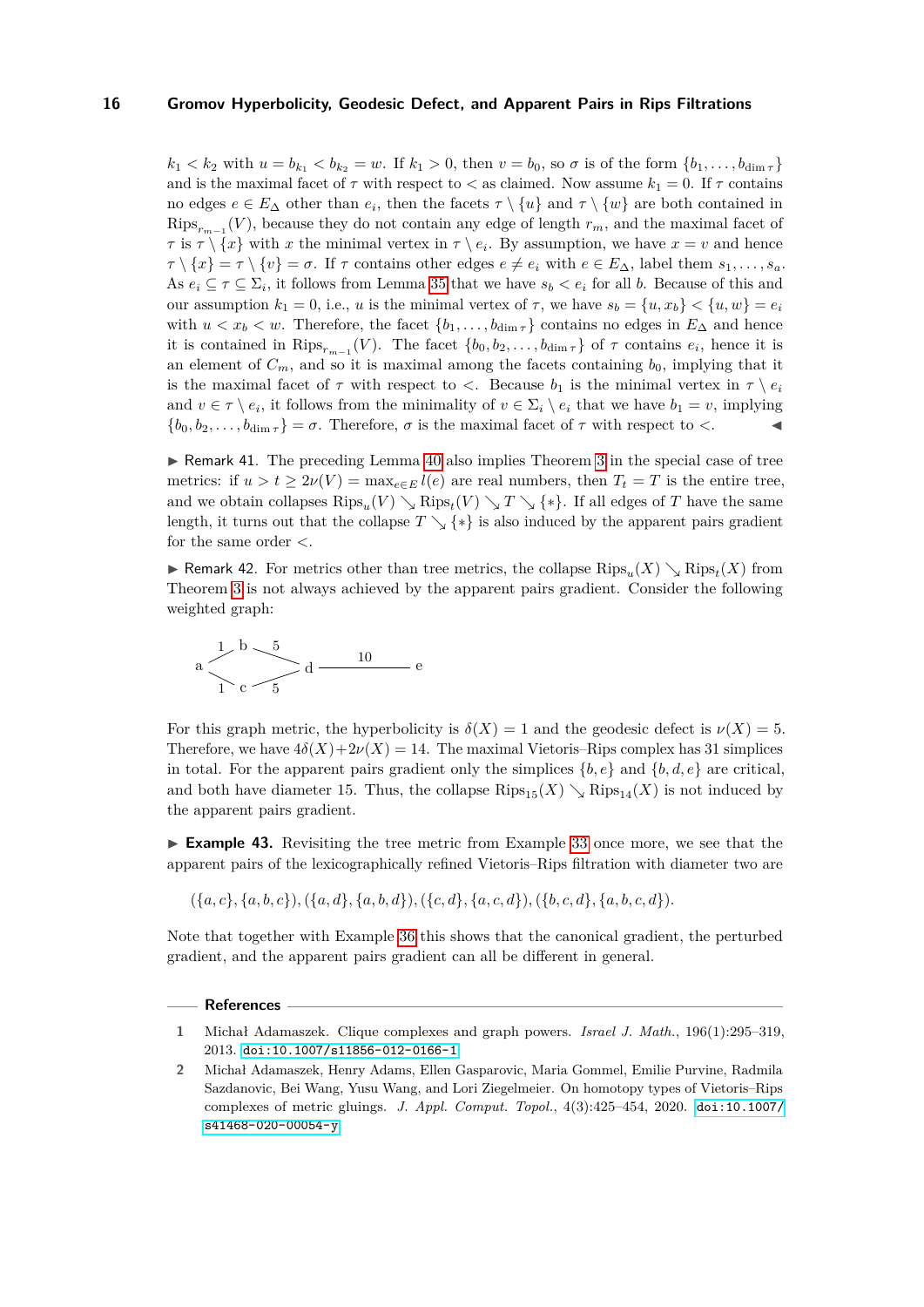$k_1 < k_2$ with $u = b_{k_1} < b_{k_2} = w$. If $k_1 > 0$, then $v = b_0$, so $\sigma$ is of the form $\{b_1, \dots, b_{\dim \tau}\}$ and is the maximal facet of $\tau$ with respect to $<$ as claimed. Now assume $k_1 = 0$. If $\tau$ contains no edges $e \in E_\Delta$ other than $e_i$, then the facets $\tau \setminus \{u\}$ and $\tau \setminus \{w\}$ are both contained in $\mathrm{Rips}_{r_{m-1}}(V)$, because they do not contain any edge of length $r_m$, and the maximal facet of $\tau$ is $\tau \setminus \{x\}$ with $x$ the minimal vertex in $\tau \setminus e_i$. By assumption, we have $x = v$ and hence $\tau \setminus \{x\} = \tau \setminus \{v\} = \sigma$. If $\tau$ contains other edges $e \neq e_i$ with $e \in E_\Delta$, label them $s_1, \dots, s_a$. As $e_i \subseteq \tau \subseteq \Sigma_i$, it follows from Lemma 35 that we have $s_b < e_i$ for all $b$. Because of this and our assumption $k_1 = 0$, i.e., $u$ is the minimal vertex of $\tau$, we have $s_b = \{u, x_b\} < \{u, w\} = e_i$ with $u < x_b < w$. Therefore, the facet $\{b_1, \dots, b_{\dim \tau}\}$ contains no edges in $E_\Delta$ and hence it is contained in $\mathrm{Rips}_{r_{m-1}}(V)$. The facet $\{b_0, b_2, \dots, b_{\dim \tau}\}$ of $\tau$ contains $e_i$, hence it is an element of $C_m$, and so it is maximal among the facets containing $b_0$, implying that it is the maximal facet of $\tau$ with respect to $<$. Because $b_1$ is the minimal vertex in $\tau \setminus e_i$ and $v \in \tau \setminus e_i$, it follows from the minimality of $v \in \Sigma_i \setminus e_i$ that we have $b_1 = v$, implying $\{b_0, b_2, \dots, b_{\dim \tau}\} = \sigma$. Therefore, $\sigma$ is the maximal facet of $\tau$ with respect to $<$. ◀

▶ Remark 41. The preceding Lemma 40 also implies Theorem 3 in the special case of tree metrics: if $u > t \geq 2\nu(V) = \max_{e \in E} l(e)$ are real numbers, then $T_t = T$ is the entire tree, and we obtain collapses $\mathrm{Rips}_u(V) \searrow \mathrm{Rips}_t(V) \searrow T \searrow \{*\}$. If all edges of $T$ have the same length, it turns out that the collapse $T \searrow \{*\}$ is also induced by the apparent pairs gradient for the same order $<$.

▶ Remark 42. For metrics other than tree metrics, the collapse $\mathrm{Rips}_u(X) \searrow \mathrm{Rips}_t(X)$ from Theorem 3 is not always achieved by the apparent pairs gradient. Consider the following weighted graph:

a
b
c
d
e
1
1
5
5
10

For this graph metric, the hyperbolicity is $\delta(X) = 1$ and the geodesic defect is $\nu(X) = 5$. Therefore, we have $4\delta(X) + 2\nu(X) = 14$. The maximal Vietoris–Rips complex has 31 simplices in total. For the apparent pairs gradient only the simplices $\{b, e\}$ and $\{b, d, e\}$ are critical, and both have diameter 15. Thus, the collapse $\mathrm{Rips}_{15}(X) \searrow \mathrm{Rips}_{14}(X)$ is not induced by the apparent pairs gradient.

▶ **Example 43.** Revisiting the tree metric from Example 33 once more, we see that the apparent pairs of the lexicographically refined Vietoris–Rips filtration with diameter two are

$$(\{a, c\}, \{a, b, c\}), (\{a, d\}, \{a, b, d\}), (\{c, d\}, \{a, c, d\}), (\{b, c, d\}, \{a, b, c, d\}).$$

Note that together with Example 36 this shows that the canonical gradient, the perturbed gradient, and the apparent pairs gradient can all be different in general.

## References

1. Michał Adamaszek. Clique complexes and graph powers. *Israel J. Math.*, 196(1):295–319, 2013. doi:10.1007/s11856-012-0166-1.
2. Michał Adamaszek, Henry Adams, Ellen Gasparovic, Maria Gommel, Emilie Purvine, Radmila Sazdanovic, Bei Wang, Yusu Wang, and Lori Ziegelmeier. On homotopy types of Vietoris–Rips complexes of metric gluings. *J. Appl. Comput. Topol.*, 4(3):425–454, 2020. doi:10.1007/s41468-020-00054-y.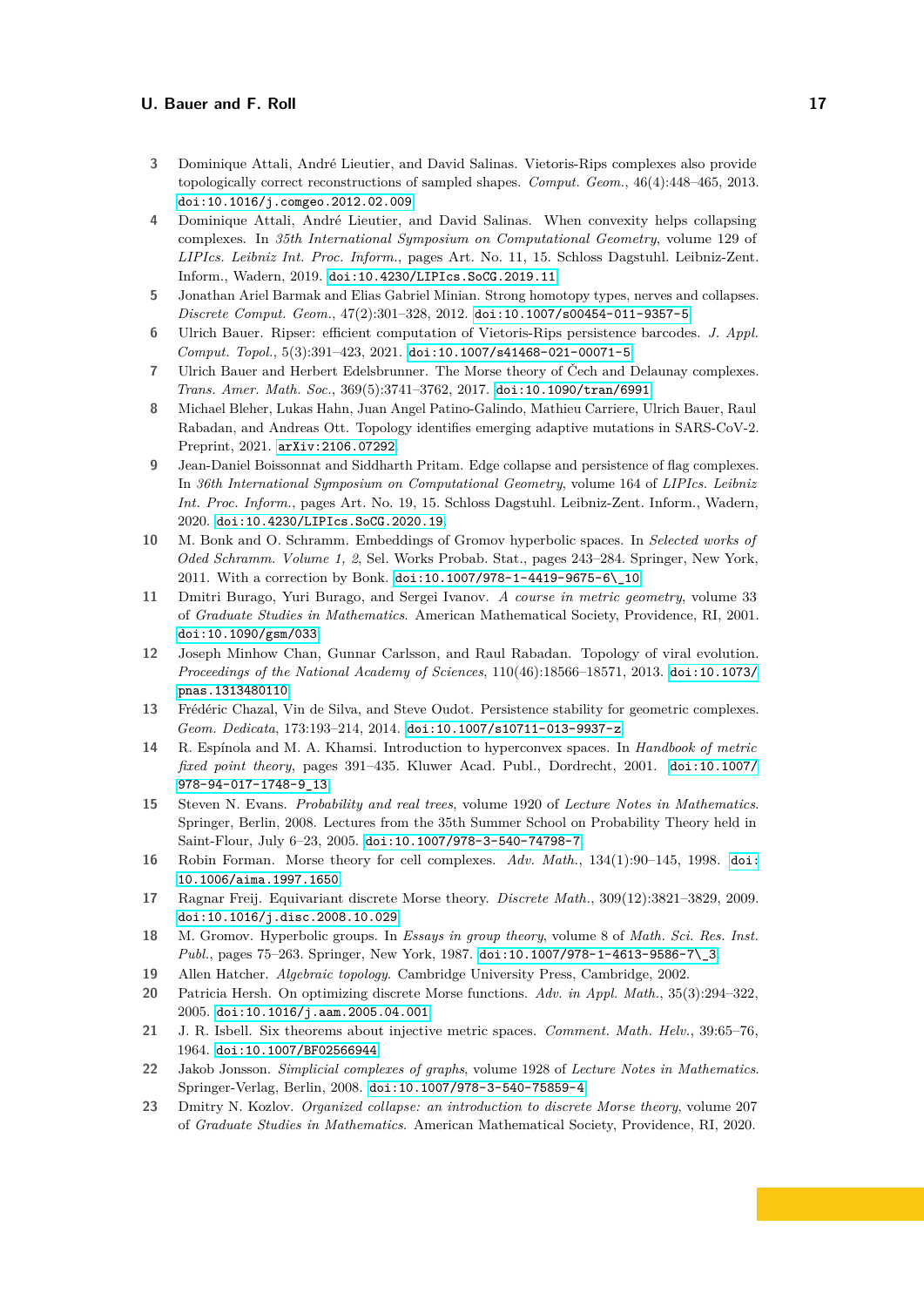3. Dominique Attali, André Lieutier, and David Salinas. Vietoris-Rips complexes also provide topologically correct reconstructions of sampled shapes. *Comput. Geom.*, 46(4):448–465, 2013. doi:10.1016/j.comgeo.2012.02.009
4. Dominique Attali, André Lieutier, and David Salinas. When convexity helps collapsing complexes. In *35th International Symposium on Computational Geometry*, volume 129 of *LIPIcs. Leibniz Int. Proc. Inform.*, pages Art. No. 11, 15. Schloss Dagstuhl. Leibniz-Zent. Inform., Wadern, 2019. doi:10.4230/LIPIcs.SoCG.2019.11
5. Jonathan Ariel Barmak and Elias Gabriel Minian. Strong homotopy types, nerves and collapses. *Discrete Comput. Geom.*, 47(2):301–328, 2012. doi:10.1007/s00454-011-9357-5
6. Ulrich Bauer. Ripser: efficient computation of Vietoris-Rips persistence barcodes. *J. Appl. Comput. Topol.*, 5(3):391–423, 2021. doi:10.1007/s41468-021-00071-5
7. Ulrich Bauer and Herbert Edelsbrunner. The Morse theory of Čech and Delaunay complexes. *Trans. Amer. Math. Soc.*, 369(5):3741–3762, 2017. doi:10.1090/tran/6991
8. Michael Bleher, Lukas Hahn, Juan Angel Patino-Galindo, Mathieu Carriere, Ulrich Bauer, Raul Rabadan, and Andreas Ott. Topology identifies emerging adaptive mutations in SARS-CoV-2. Preprint, 2021. arXiv:2106.07292
9. Jean-Daniel Boissonnat and Siddharth Pritam. Edge collapse and persistence of flag complexes. In *36th International Symposium on Computational Geometry*, volume 164 of *LIPIcs. Leibniz Int. Proc. Inform.*, pages Art. No. 19, 15. Schloss Dagstuhl. Leibniz-Zent. Inform., Wadern, 2020. doi:10.4230/LIPIcs.SoCG.2020.19
10. M. Bonk and O. Schramm. Embeddings of Gromov hyperbolic spaces. In *Selected works of Oded Schramm. Volume 1, 2*, Sel. Works Probab. Stat., pages 243–284. Springer, New York, 2011. With a correction by Bonk. doi:10.1007/978-1-4419-9675-6\_10
11. Dmitri Burago, Yuri Burago, and Sergei Ivanov. *A course in metric geometry*, volume 33 of *Graduate Studies in Mathematics*. American Mathematical Society, Providence, RI, 2001. doi:10.1090/gsm/033
12. Joseph Minhow Chan, Gunnar Carlsson, and Raul Rabadan. Topology of viral evolution. *Proceedings of the National Academy of Sciences*, 110(46):18566–18571, 2013. doi:10.1073/pnas.1313480110
13. Frédéric Chazal, Vin de Silva, and Steve Oudot. Persistence stability for geometric complexes. *Geom. Dedicata*, 173:193–214, 2014. doi:10.1007/s10711-013-9937-z
14. R. Espínola and M. A. Khamsi. Introduction to hyperconvex spaces. In *Handbook of metric fixed point theory*, pages 391–435. Kluwer Acad. Publ., Dordrecht, 2001. doi:10.1007/978-94-017-1748-9_13
15. Steven N. Evans. *Probability and real trees*, volume 1920 of *Lecture Notes in Mathematics*. Springer, Berlin, 2008. Lectures from the 35th Summer School on Probability Theory held in Saint-Flour, July 6–23, 2005. doi:10.1007/978-3-540-74798-7
16. Robin Forman. Morse theory for cell complexes. *Adv. Math.*, 134(1):90–145, 1998. doi:10.1006/aima.1997.1650
17. Ragnar Freij. Equivariant discrete Morse theory. *Discrete Math.*, 309(12):3821–3829, 2009. doi:10.1016/j.disc.2008.10.029
18. M. Gromov. Hyperbolic groups. In *Essays in group theory*, volume 8 of *Math. Sci. Res. Inst. Publ.*, pages 75–263. Springer, New York, 1987. doi:10.1007/978-1-4613-9586-7\_3
19. Allen Hatcher. *Algebraic topology*. Cambridge University Press, Cambridge, 2002.
20. Patricia Hersh. On optimizing discrete Morse functions. *Adv. in Appl. Math.*, 35(3):294–322, 2005. doi:10.1016/j.aam.2005.04.001
21. J. R. Isbell. Six theorems about injective metric spaces. *Comment. Math. Helv.*, 39:65–76, 1964. doi:10.1007/BF02566944
22. Jakob Jonsson. *Simplicial complexes of graphs*, volume 1928 of *Lecture Notes in Mathematics*. Springer-Verlag, Berlin, 2008. doi:10.1007/978-3-540-75859-4
23. Dmitry N. Kozlov. *Organized collapse: an introduction to discrete Morse theory*, volume 207 of *Graduate Studies in Mathematics*. American Mathematical Society, Providence, RI, 2020.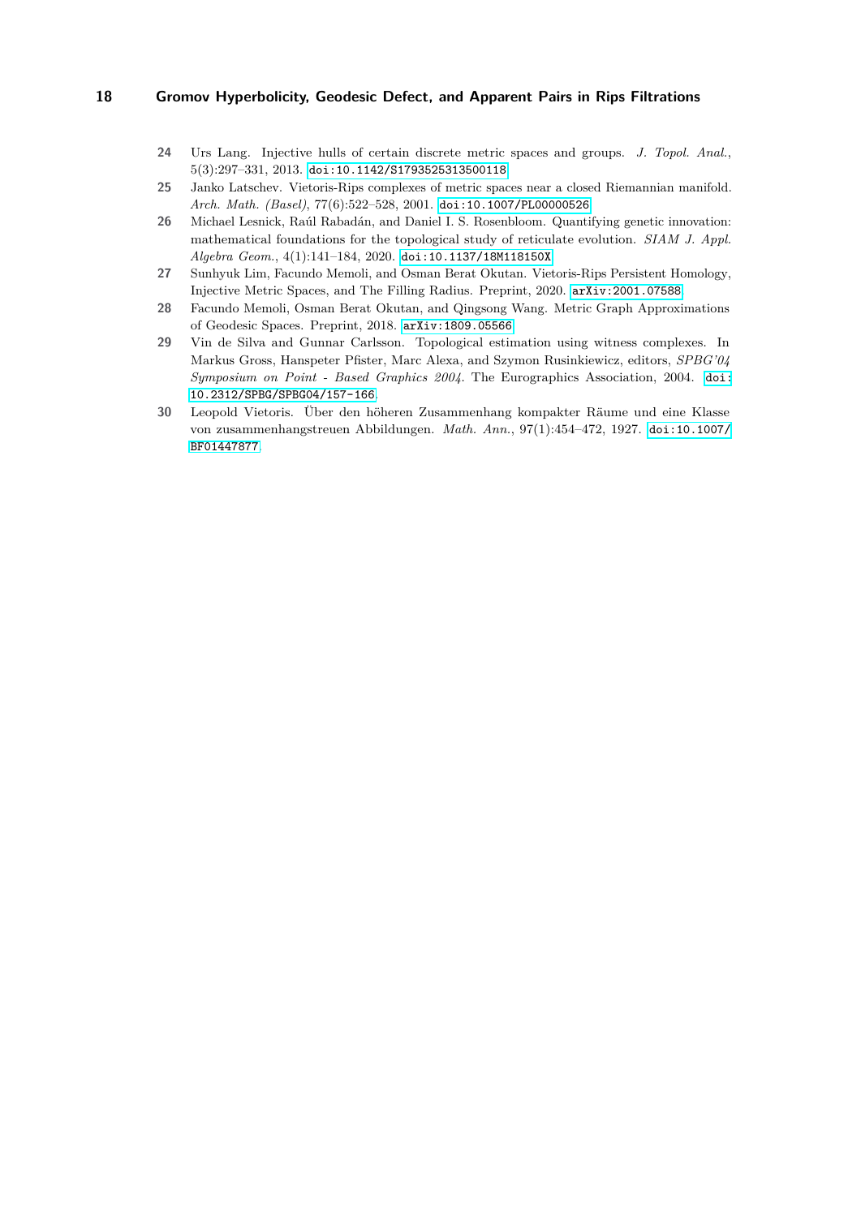24 Urs Lang. Injective hulls of certain discrete metric spaces and groups. *J. Topol. Anal.*, 5(3):297–331, 2013. doi:10.1142/S1793525313500118.

25 Janko Latschev. Vietoris-Rips complexes of metric spaces near a closed Riemannian manifold. *Arch. Math. (Basel)*, 77(6):522–528, 2001. doi:10.1007/PL00000526.

26 Michael Lesnick, Raúl Rabadán, and Daniel I. S. Rosenbloom. Quantifying genetic innovation: mathematical foundations for the topological study of reticulate evolution. *SIAM J. Appl. Algebra Geom.*, 4(1):141–184, 2020. doi:10.1137/18M118150X.

27 Sunhyuk Lim, Facundo Memoli, and Osman Berat Okutan. Vietoris-Rips Persistent Homology, Injective Metric Spaces, and The Filling Radius. Preprint, 2020. arXiv:2001.07588.

28 Facundo Memoli, Osman Berat Okutan, and Qingsong Wang. Metric Graph Approximations of Geodesic Spaces. Preprint, 2018. arXiv:1809.05566.

29 Vin de Silva and Gunnar Carlsson. Topological estimation using witness complexes. In Markus Gross, Hanspeter Pfister, Marc Alexa, and Szymon Rusinkiewicz, editors, *SPBG'04 Symposium on Point - Based Graphics 2004*. The Eurographics Association, 2004. doi:10.2312/SPBG/SPBG04/157-166.

30 Leopold Vietoris. Über den höheren Zusammenhang kompakter Räume und eine Klasse von zusammenhangstreuen Abbildungen. *Math. Ann.*, 97(1):454–472, 1927. doi:10.1007/BF01447877.